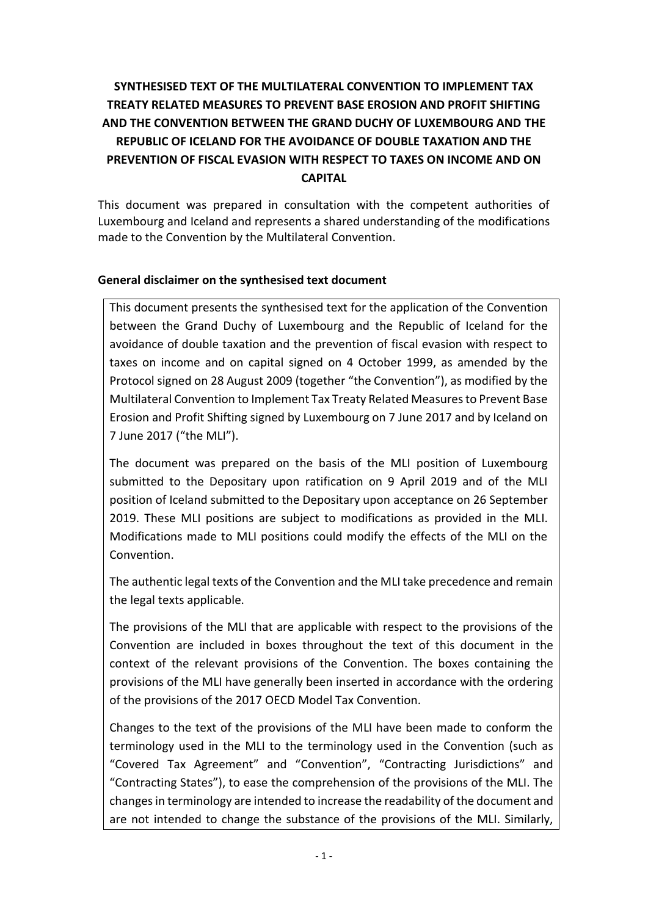# SYNTHESISED TEXT OF THE MULTILATERAL CONVENTION TO IMPLEMENT TAX TREATY RELATED MEASURES TO PREVENT BASE EROSION AND PROFIT SHIFTING AND THE CONVENTION BETWEEN THE GRAND DUCHY OF LUXEMBOURG AND THE REPUBLIC OF ICELAND FOR THE AVOIDANCE OF DOUBLE TAXATION AND THE PREVENTION OF FISCAL EVASION WITH RESPECT TO TAXES ON INCOME AND ON CAPITAL

This document was prepared in consultation with the competent authorities of Luxembourg and Iceland and represents a shared understanding of the modifications made to the Convention by the Multilateral Convention.

## General disclaimer on the synthesised text document

This document presents the synthesised text for the application of the Convention between the Grand Duchy of Luxembourg and the Republic of Iceland for the avoidance of double taxation and the prevention of fiscal evasion with respect to taxes on income and on capital signed on 4 October 1999, as amended by the Protocol signed on 28 August 2009 (together "the Convention"), as modified by the Multilateral Convention to Implement Tax Treaty Related Measures to Prevent Base Erosion and Profit Shifting signed by Luxembourg on 7 June 2017 and by Iceland on 7 June 2017 ("the MLI").

The document was prepared on the basis of the MLI position of Luxembourg submitted to the Depositary upon ratification on 9 April 2019 and of the MLI position of Iceland submitted to the Depositary upon acceptance on 26 September 2019. These MLI positions are subject to modifications as provided in the MLI. Modifications made to MLI positions could modify the effects of the MLI on the Convention.

The authentic legal texts of the Convention and the MLI take precedence and remain the legal texts applicable.

The provisions of the MLI that are applicable with respect to the provisions of the Convention are included in boxes throughout the text of this document in the context of the relevant provisions of the Convention. The boxes containing the provisions of the MLI have generally been inserted in accordance with the ordering of the provisions of the 2017 OECD Model Tax Convention.

Changes to the text of the provisions of the MLI have been made to conform the terminology used in the MLI to the terminology used in the Convention (such as "Covered Tax Agreement" and "Convention", "Contracting Jurisdictions" and "Contracting States"), to ease the comprehension of the provisions of the MLI. The changes in terminology are intended to increase the readability of the document and are not intended to change the substance of the provisions of the MLI. Similarly,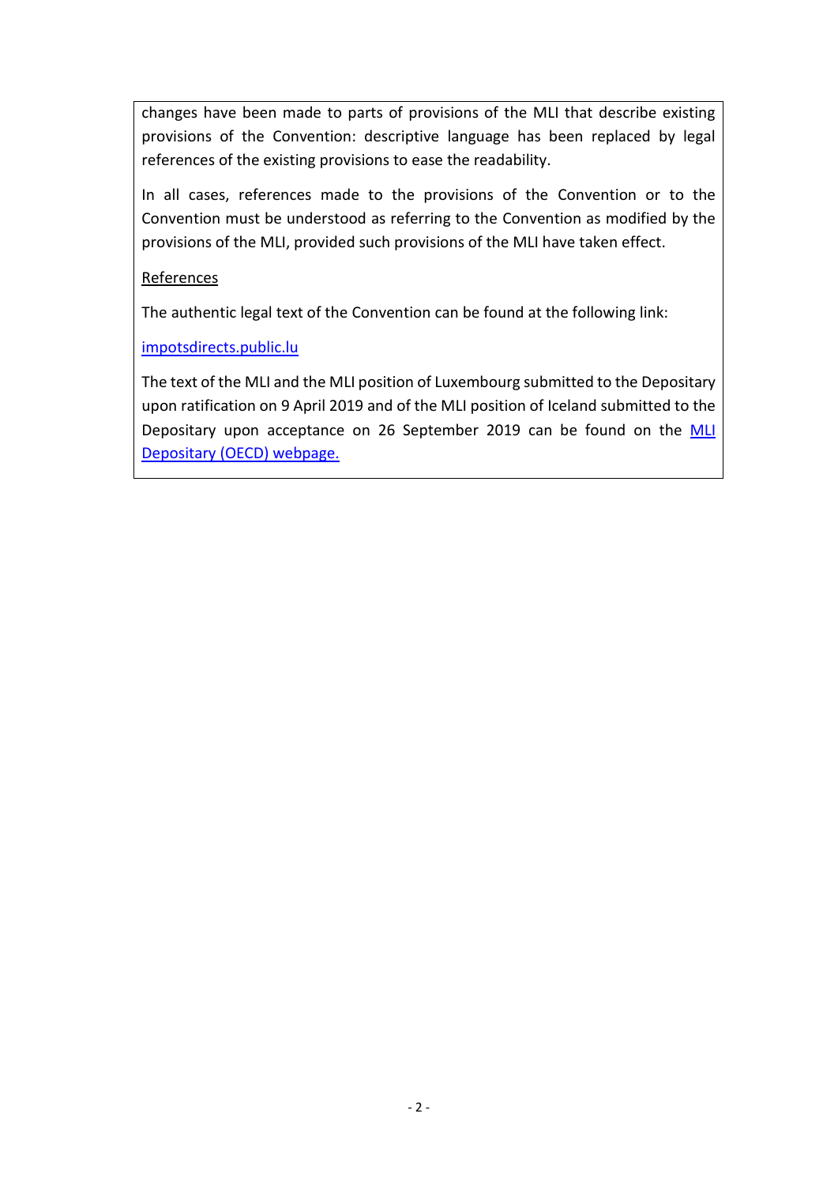changes have been made to parts of provisions of the MLI that describe existing provisions of the Convention: descriptive language has been replaced by legal references of the existing provisions to ease the readability.

In all cases, references made to the provisions of the Convention or to the Convention must be understood as referring to the Convention as modified by the provisions of the MLI, provided such provisions of the MLI have taken effect.

References

The authentic legal text of the Convention can be found at the following link:

impotsdirects.public.lu

The text of the MLI and the MLI position of Luxembourg submitted to the Depositary upon ratification on 9 April 2019 and of the MLI position of Iceland submitted to the Depositary upon acceptance on 26 September 2019 can be found on the MLI Depositary (OECD) webpage.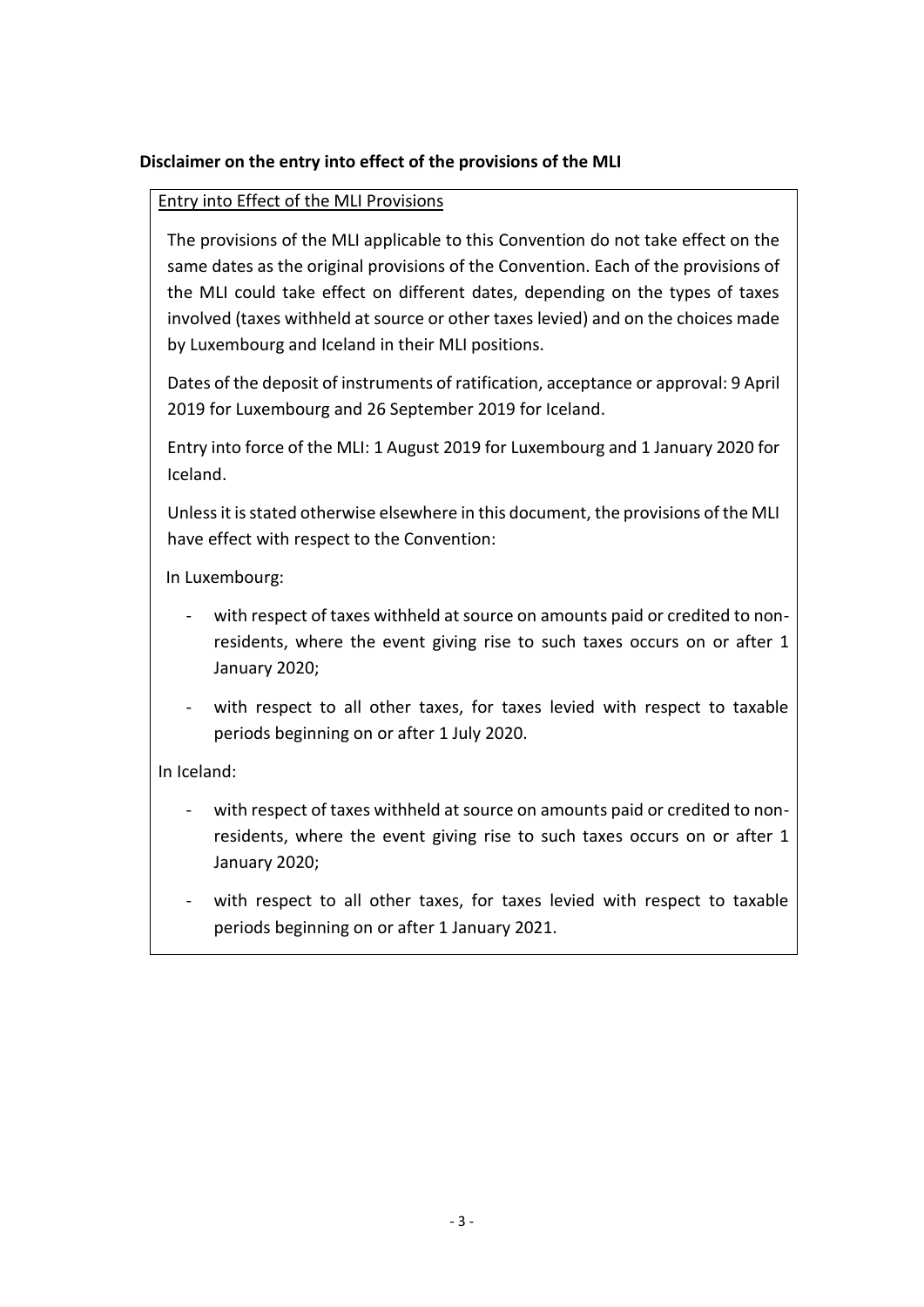**Disclaimer on the entry into effect of the provisions of the MLI**

Entry into Effect of the MLI Provisions

The provisions of the MLI applicable to this Convention do not take effect on the same dates as the original provisions of the Convention. Each of the provisions of the MLI could take effect on different dates, depending on the types of taxes involved (taxes withheld at source or other taxes levied) and on the choices made by Luxembourg and Iceland in their MLI positions.

Dates of the deposit of instruments of ratification, acceptance or approval: 9 April 2019 for Luxembourg and 26 September 2019 for Iceland.

Entry into force of the MLI: 1 August 2019 for Luxembourg and 1 January 2020 for Iceland.

Unless it is stated otherwise elsewhere in this document, the provisions of the MLI have effect with respect to the Convention:

In Luxembourg:

- with respect of taxes withheld at source on amounts paid or credited to non-residents, where the event giving rise to such taxes occurs on or after 1 January 2020;
- with respect to all other taxes, for taxes levied with respect to taxable periods beginning on or after 1 July 2020.

In Iceland:

- with respect of taxes withheld at source on amounts paid or credited to non-residents, where the event giving rise to such taxes occurs on or after 1 January 2020;
- with respect to all other taxes, for taxes levied with respect to taxable periods beginning on or after 1 January 2021.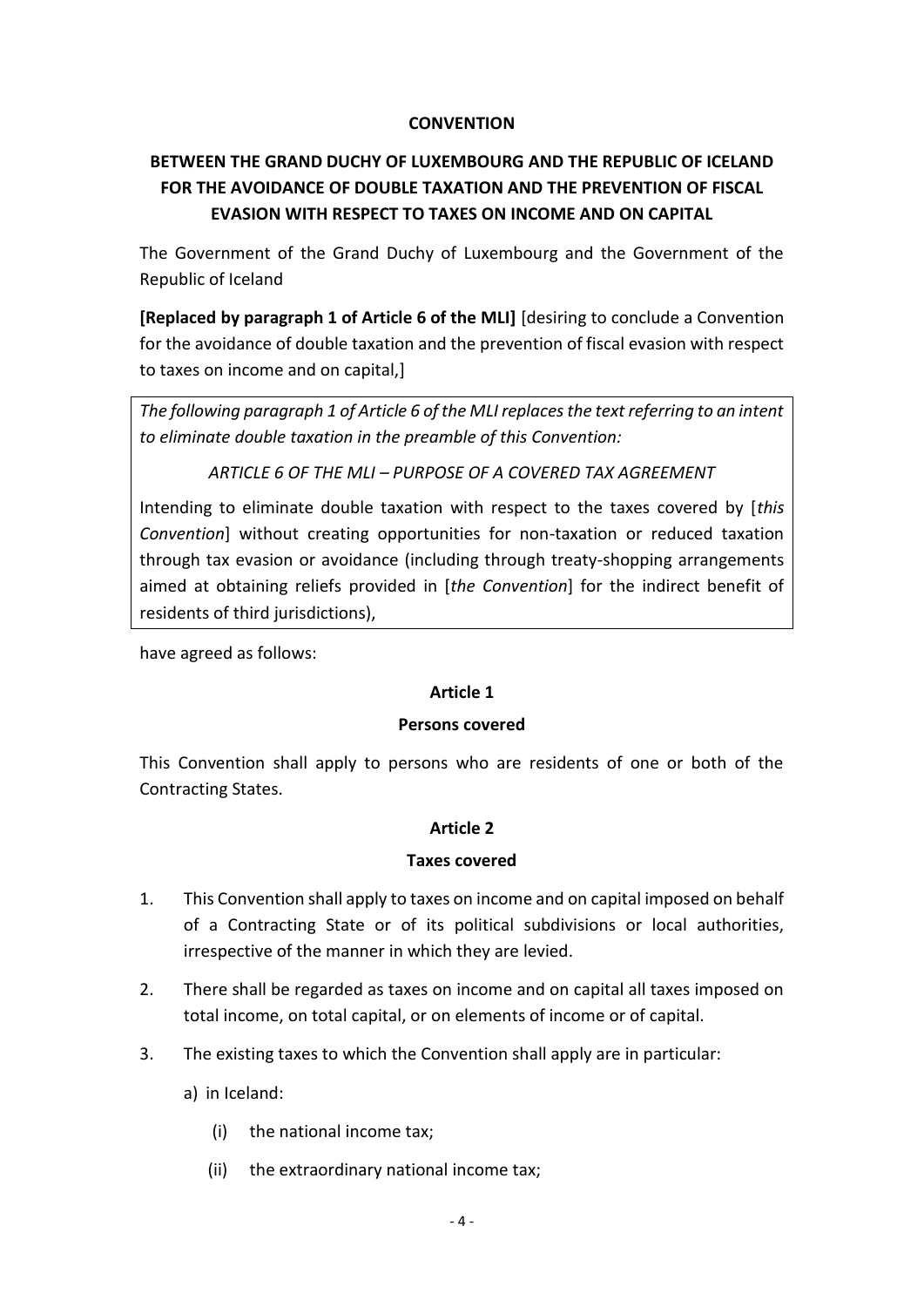**CONVENTION**

**BETWEEN THE GRAND DUCHY OF LUXEMBOURG AND THE REPUBLIC OF ICELAND FOR THE AVOIDANCE OF DOUBLE TAXATION AND THE PREVENTION OF FISCAL EVASION WITH RESPECT TO TAXES ON INCOME AND ON CAPITAL**

The Government of the Grand Duchy of Luxembourg and the Government of the Republic of Iceland

**[Replaced by paragraph 1 of Article 6 of the MLI]** [desiring to conclude a Convention for the avoidance of double taxation and the prevention of fiscal evasion with respect to taxes on income and on capital,]

*The following paragraph 1 of Article 6 of the MLI replaces the text referring to an intent to eliminate double taxation in the preamble of this Convention:*

*ARTICLE 6 OF THE MLI – PURPOSE OF A COVERED TAX AGREEMENT*

Intending to eliminate double taxation with respect to the taxes covered by [*this Convention*] without creating opportunities for non-taxation or reduced taxation through tax evasion or avoidance (including through treaty-shopping arrangements aimed at obtaining reliefs provided in [*the Convention*] for the indirect benefit of residents of third jurisdictions),

have agreed as follows:

**Article 1**

**Persons covered**

This Convention shall apply to persons who are residents of one or both of the Contracting States.

**Article 2**

**Taxes covered**

1. This Convention shall apply to taxes on income and on capital imposed on behalf of a Contracting State or of its political subdivisions or local authorities, irrespective of the manner in which they are levied.

2. There shall be regarded as taxes on income and on capital all taxes imposed on total income, on total capital, or on elements of income or of capital.

3. The existing taxes to which the Convention shall apply are in particular:

   a) in Iceland:

      (i) the national income tax;

      (ii) the extraordinary national income tax;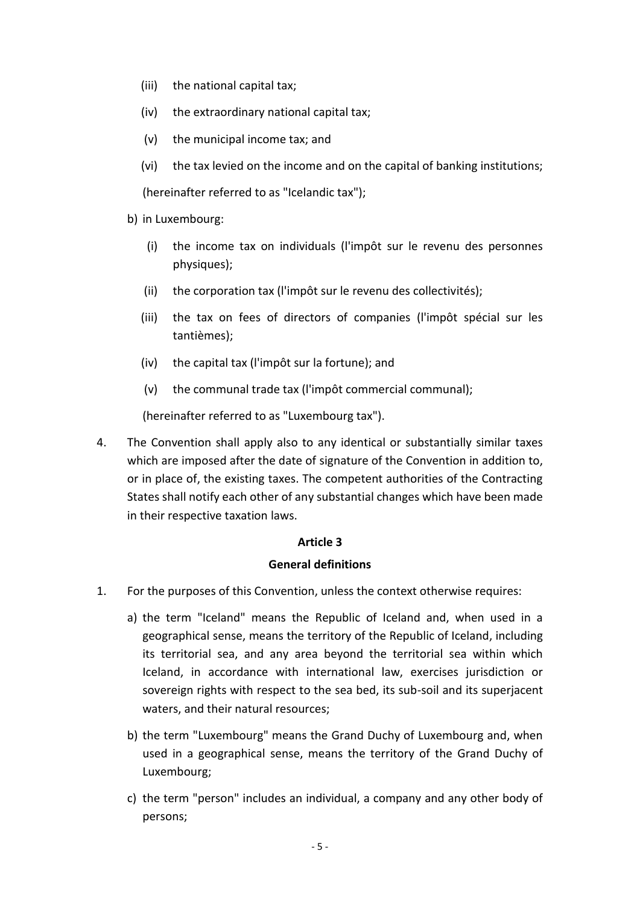(iii) the national capital tax;

(iv) the extraordinary national capital tax;

(v) the municipal income tax; and

(vi) the tax levied on the income and on the capital of banking institutions;

(hereinafter referred to as "Icelandic tax");

b) in Luxembourg:

(i) the income tax on individuals (l'impôt sur le revenu des personnes physiques);

(ii) the corporation tax (l'impôt sur le revenu des collectivités);

(iii) the tax on fees of directors of companies (l'impôt spécial sur les tantièmes);

(iv) the capital tax (l'impôt sur la fortune); and

(v) the communal trade tax (l'impôt commercial communal);

(hereinafter referred to as "Luxembourg tax").

4. The Convention shall apply also to any identical or substantially similar taxes which are imposed after the date of signature of the Convention in addition to, or in place of, the existing taxes. The competent authorities of the Contracting States shall notify each other of any substantial changes which have been made in their respective taxation laws.

**Article 3**

**General definitions**

1. For the purposes of this Convention, unless the context otherwise requires:

a) the term "Iceland" means the Republic of Iceland and, when used in a geographical sense, means the territory of the Republic of Iceland, including its territorial sea, and any area beyond the territorial sea within which Iceland, in accordance with international law, exercises jurisdiction or sovereign rights with respect to the sea bed, its sub-soil and its superjacent waters, and their natural resources;

b) the term "Luxembourg" means the Grand Duchy of Luxembourg and, when used in a geographical sense, means the territory of the Grand Duchy of Luxembourg;

c) the term "person" includes an individual, a company and any other body of persons;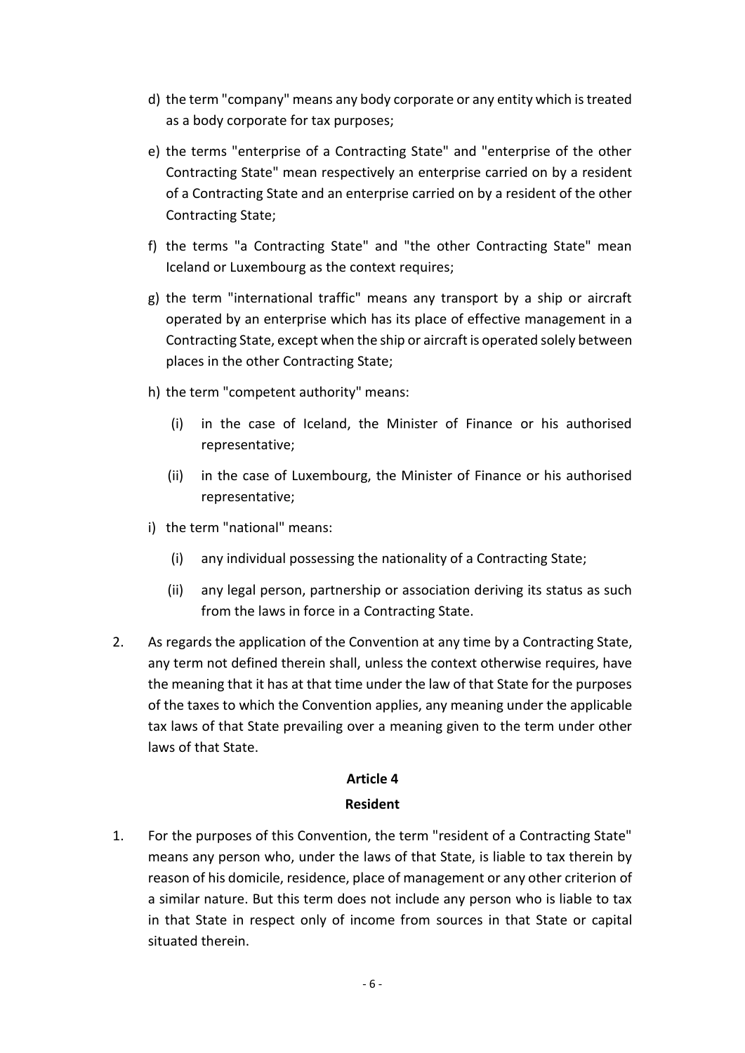d) the term "company" means any body corporate or any entity which is treated as a body corporate for tax purposes;

e) the terms "enterprise of a Contracting State" and "enterprise of the other Contracting State" mean respectively an enterprise carried on by a resident of a Contracting State and an enterprise carried on by a resident of the other Contracting State;

f) the terms "a Contracting State" and "the other Contracting State" mean Iceland or Luxembourg as the context requires;

g) the term "international traffic" means any transport by a ship or aircraft operated by an enterprise which has its place of effective management in a Contracting State, except when the ship or aircraft is operated solely between places in the other Contracting State;

h) the term "competent authority" means:

   (i) in the case of Iceland, the Minister of Finance or his authorised representative;

   (ii) in the case of Luxembourg, the Minister of Finance or his authorised representative;

i) the term "national" means:

   (i) any individual possessing the nationality of a Contracting State;

   (ii) any legal person, partnership or association deriving its status as such from the laws in force in a Contracting State.

2. As regards the application of the Convention at any time by a Contracting State, any term not defined therein shall, unless the context otherwise requires, have the meaning that it has at that time under the law of that State for the purposes of the taxes to which the Convention applies, any meaning under the applicable tax laws of that State prevailing over a meaning given to the term under other laws of that State.

## Article 4

## Resident

1. For the purposes of this Convention, the term "resident of a Contracting State" means any person who, under the laws of that State, is liable to tax therein by reason of his domicile, residence, place of management or any other criterion of a similar nature. But this term does not include any person who is liable to tax in that State in respect only of income from sources in that State or capital situated therein.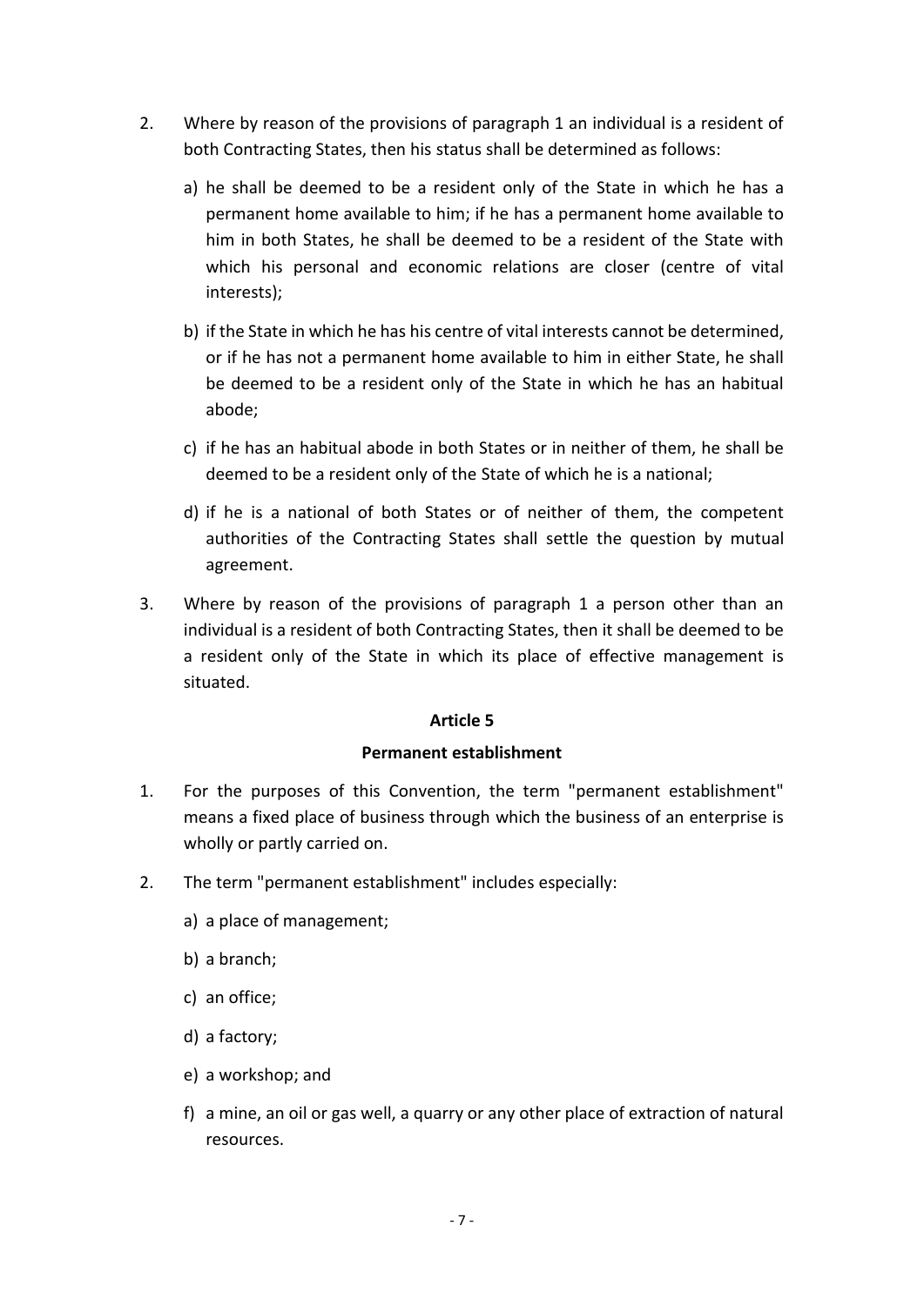2. Where by reason of the provisions of paragraph 1 an individual is a resident of both Contracting States, then his status shall be determined as follows:

   a) he shall be deemed to be a resident only of the State in which he has a permanent home available to him; if he has a permanent home available to him in both States, he shall be deemed to be a resident of the State with which his personal and economic relations are closer (centre of vital interests);

   b) if the State in which he has his centre of vital interests cannot be determined, or if he has not a permanent home available to him in either State, he shall be deemed to be a resident only of the State in which he has an habitual abode;

   c) if he has an habitual abode in both States or in neither of them, he shall be deemed to be a resident only of the State of which he is a national;

   d) if he is a national of both States or of neither of them, the competent authorities of the Contracting States shall settle the question by mutual agreement.

3. Where by reason of the provisions of paragraph 1 a person other than an individual is a resident of both Contracting States, then it shall be deemed to be a resident only of the State in which its place of effective management is situated.

## Article 5

## Permanent establishment

1. For the purposes of this Convention, the term "permanent establishment" means a fixed place of business through which the business of an enterprise is wholly or partly carried on.

2. The term "permanent establishment" includes especially:

   a) a place of management;

   b) a branch;

   c) an office;

   d) a factory;

   e) a workshop; and

   f) a mine, an oil or gas well, a quarry or any other place of extraction of natural resources.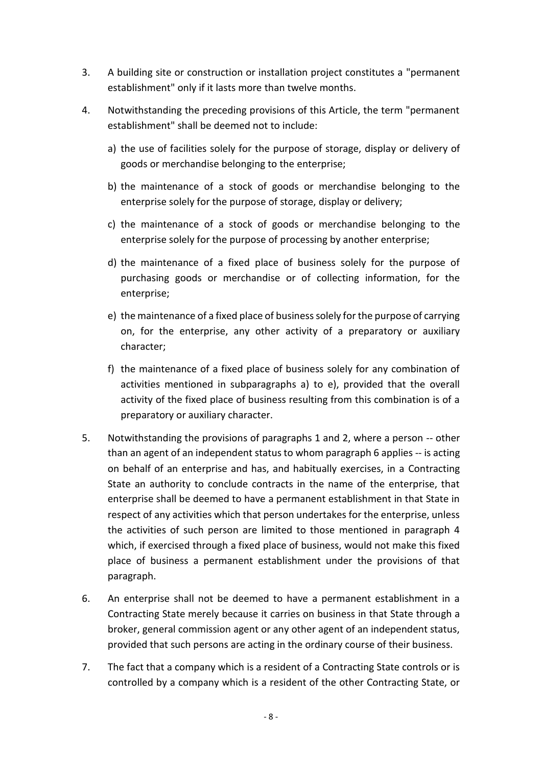3. A building site or construction or installation project constitutes a "permanent establishment" only if it lasts more than twelve months.

4. Notwithstanding the preceding provisions of this Article, the term "permanent establishment" shall be deemed not to include:

   a) the use of facilities solely for the purpose of storage, display or delivery of goods or merchandise belonging to the enterprise;

   b) the maintenance of a stock of goods or merchandise belonging to the enterprise solely for the purpose of storage, display or delivery;

   c) the maintenance of a stock of goods or merchandise belonging to the enterprise solely for the purpose of processing by another enterprise;

   d) the maintenance of a fixed place of business solely for the purpose of purchasing goods or merchandise or of collecting information, for the enterprise;

   e) the maintenance of a fixed place of business solely for the purpose of carrying on, for the enterprise, any other activity of a preparatory or auxiliary character;

   f) the maintenance of a fixed place of business solely for any combination of activities mentioned in subparagraphs a) to e), provided that the overall activity of the fixed place of business resulting from this combination is of a preparatory or auxiliary character.

5. Notwithstanding the provisions of paragraphs 1 and 2, where a person -- other than an agent of an independent status to whom paragraph 6 applies -- is acting on behalf of an enterprise and has, and habitually exercises, in a Contracting State an authority to conclude contracts in the name of the enterprise, that enterprise shall be deemed to have a permanent establishment in that State in respect of any activities which that person undertakes for the enterprise, unless the activities of such person are limited to those mentioned in paragraph 4 which, if exercised through a fixed place of business, would not make this fixed place of business a permanent establishment under the provisions of that paragraph.

6. An enterprise shall not be deemed to have a permanent establishment in a Contracting State merely because it carries on business in that State through a broker, general commission agent or any other agent of an independent status, provided that such persons are acting in the ordinary course of their business.

7. The fact that a company which is a resident of a Contracting State controls or is controlled by a company which is a resident of the other Contracting State, or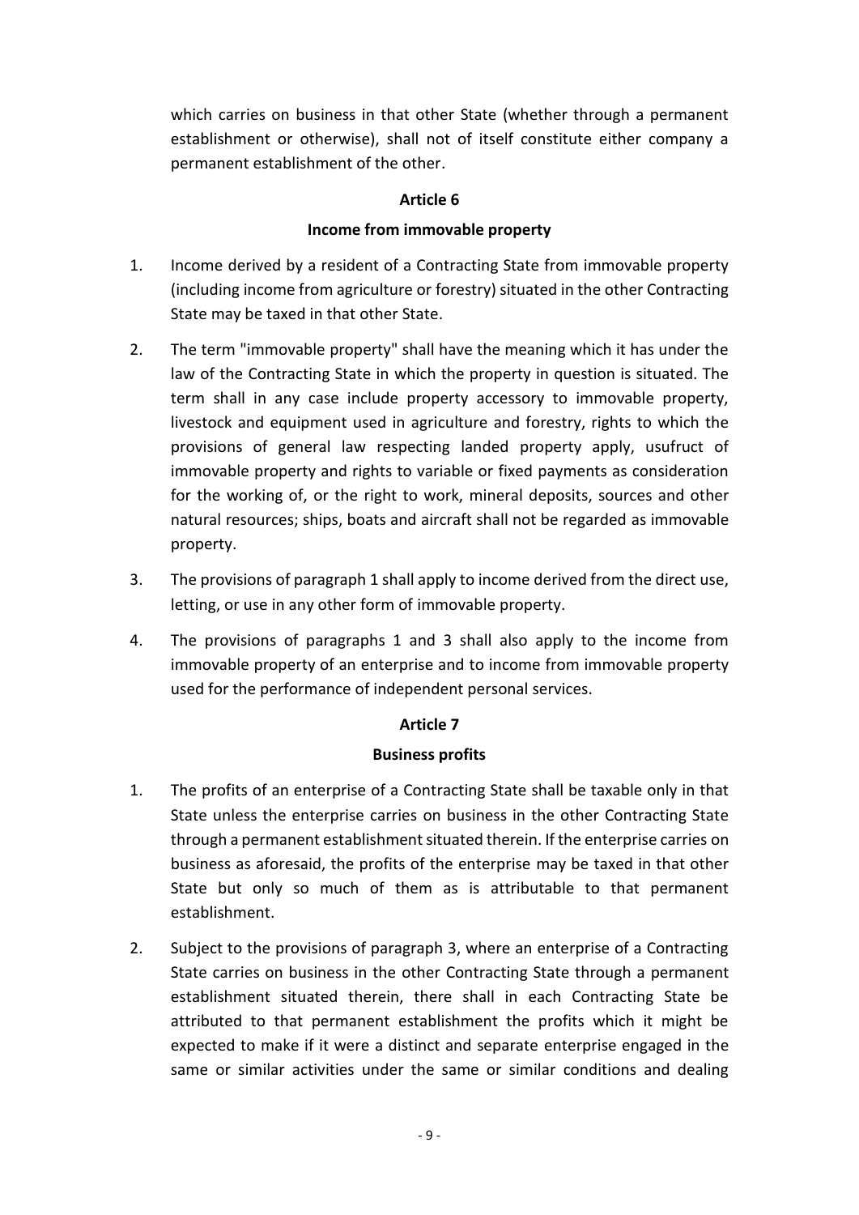which carries on business in that other State (whether through a permanent establishment or otherwise), shall not of itself constitute either company a permanent establishment of the other.

### Article 6

### Income from immovable property

1. Income derived by a resident of a Contracting State from immovable property (including income from agriculture or forestry) situated in the other Contracting State may be taxed in that other State.

2. The term "immovable property" shall have the meaning which it has under the law of the Contracting State in which the property in question is situated. The term shall in any case include property accessory to immovable property, livestock and equipment used in agriculture and forestry, rights to which the provisions of general law respecting landed property apply, usufruct of immovable property and rights to variable or fixed payments as consideration for the working of, or the right to work, mineral deposits, sources and other natural resources; ships, boats and aircraft shall not be regarded as immovable property.

3. The provisions of paragraph 1 shall apply to income derived from the direct use, letting, or use in any other form of immovable property.

4. The provisions of paragraphs 1 and 3 shall also apply to the income from immovable property of an enterprise and to income from immovable property used for the performance of independent personal services.

### Article 7

### Business profits

1. The profits of an enterprise of a Contracting State shall be taxable only in that State unless the enterprise carries on business in the other Contracting State through a permanent establishment situated therein. If the enterprise carries on business as aforesaid, the profits of the enterprise may be taxed in that other State but only so much of them as is attributable to that permanent establishment.

2. Subject to the provisions of paragraph 3, where an enterprise of a Contracting State carries on business in the other Contracting State through a permanent establishment situated therein, there shall in each Contracting State be attributed to that permanent establishment the profits which it might be expected to make if it were a distinct and separate enterprise engaged in the same or similar activities under the same or similar conditions and dealing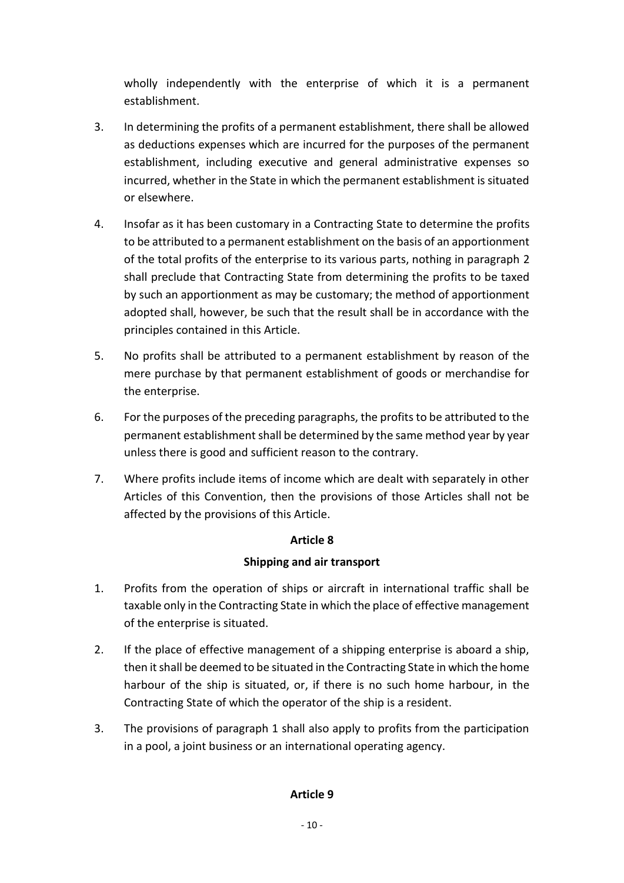wholly independently with the enterprise of which it is a permanent establishment.

3. In determining the profits of a permanent establishment, there shall be allowed as deductions expenses which are incurred for the purposes of the permanent establishment, including executive and general administrative expenses so incurred, whether in the State in which the permanent establishment is situated or elsewhere.

4. Insofar as it has been customary in a Contracting State to determine the profits to be attributed to a permanent establishment on the basis of an apportionment of the total profits of the enterprise to its various parts, nothing in paragraph 2 shall preclude that Contracting State from determining the profits to be taxed by such an apportionment as may be customary; the method of apportionment adopted shall, however, be such that the result shall be in accordance with the principles contained in this Article.

5. No profits shall be attributed to a permanent establishment by reason of the mere purchase by that permanent establishment of goods or merchandise for the enterprise.

6. For the purposes of the preceding paragraphs, the profits to be attributed to the permanent establishment shall be determined by the same method year by year unless there is good and sufficient reason to the contrary.

7. Where profits include items of income which are dealt with separately in other Articles of this Convention, then the provisions of those Articles shall not be affected by the provisions of this Article.

**Article 8**

**Shipping and air transport**

1. Profits from the operation of ships or aircraft in international traffic shall be taxable only in the Contracting State in which the place of effective management of the enterprise is situated.

2. If the place of effective management of a shipping enterprise is aboard a ship, then it shall be deemed to be situated in the Contracting State in which the home harbour of the ship is situated, or, if there is no such home harbour, in the Contracting State of which the operator of the ship is a resident.

3. The provisions of paragraph 1 shall also apply to profits from the participation in a pool, a joint business or an international operating agency.

**Article 9**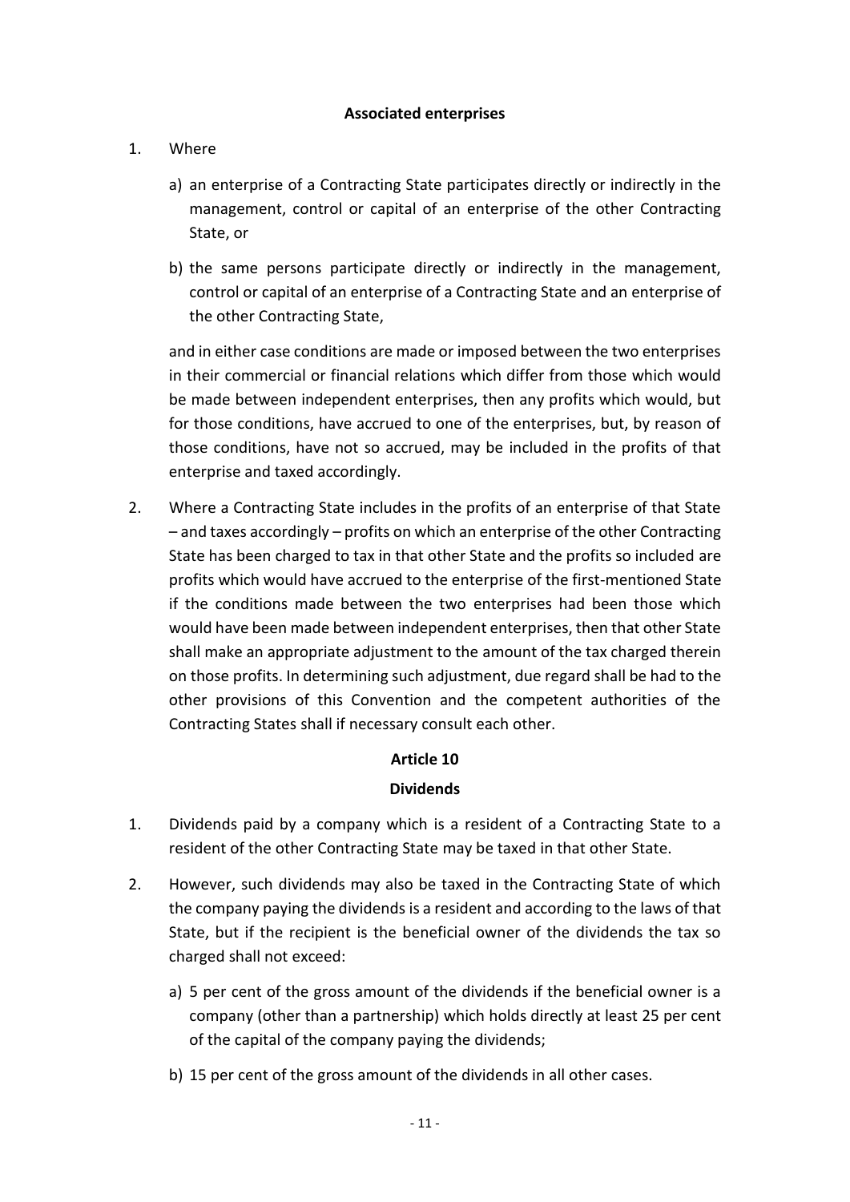**Associated enterprises**

1. Where

   a) an enterprise of a Contracting State participates directly or indirectly in the management, control or capital of an enterprise of the other Contracting State, or

   b) the same persons participate directly or indirectly in the management, control or capital of an enterprise of a Contracting State and an enterprise of the other Contracting State,

   and in either case conditions are made or imposed between the two enterprises in their commercial or financial relations which differ from those which would be made between independent enterprises, then any profits which would, but for those conditions, have accrued to one of the enterprises, but, by reason of those conditions, have not so accrued, may be included in the profits of that enterprise and taxed accordingly.

2. Where a Contracting State includes in the profits of an enterprise of that State – and taxes accordingly – profits on which an enterprise of the other Contracting State has been charged to tax in that other State and the profits so included are profits which would have accrued to the enterprise of the first-mentioned State if the conditions made between the two enterprises had been those which would have been made between independent enterprises, then that other State shall make an appropriate adjustment to the amount of the tax charged therein on those profits. In determining such adjustment, due regard shall be had to the other provisions of this Convention and the competent authorities of the Contracting States shall if necessary consult each other.

## Article 10

### Dividends

1. Dividends paid by a company which is a resident of a Contracting State to a resident of the other Contracting State may be taxed in that other State.

2. However, such dividends may also be taxed in the Contracting State of which the company paying the dividends is a resident and according to the laws of that State, but if the recipient is the beneficial owner of the dividends the tax so charged shall not exceed:

   a) 5 per cent of the gross amount of the dividends if the beneficial owner is a company (other than a partnership) which holds directly at least 25 per cent of the capital of the company paying the dividends;

   b) 15 per cent of the gross amount of the dividends in all other cases.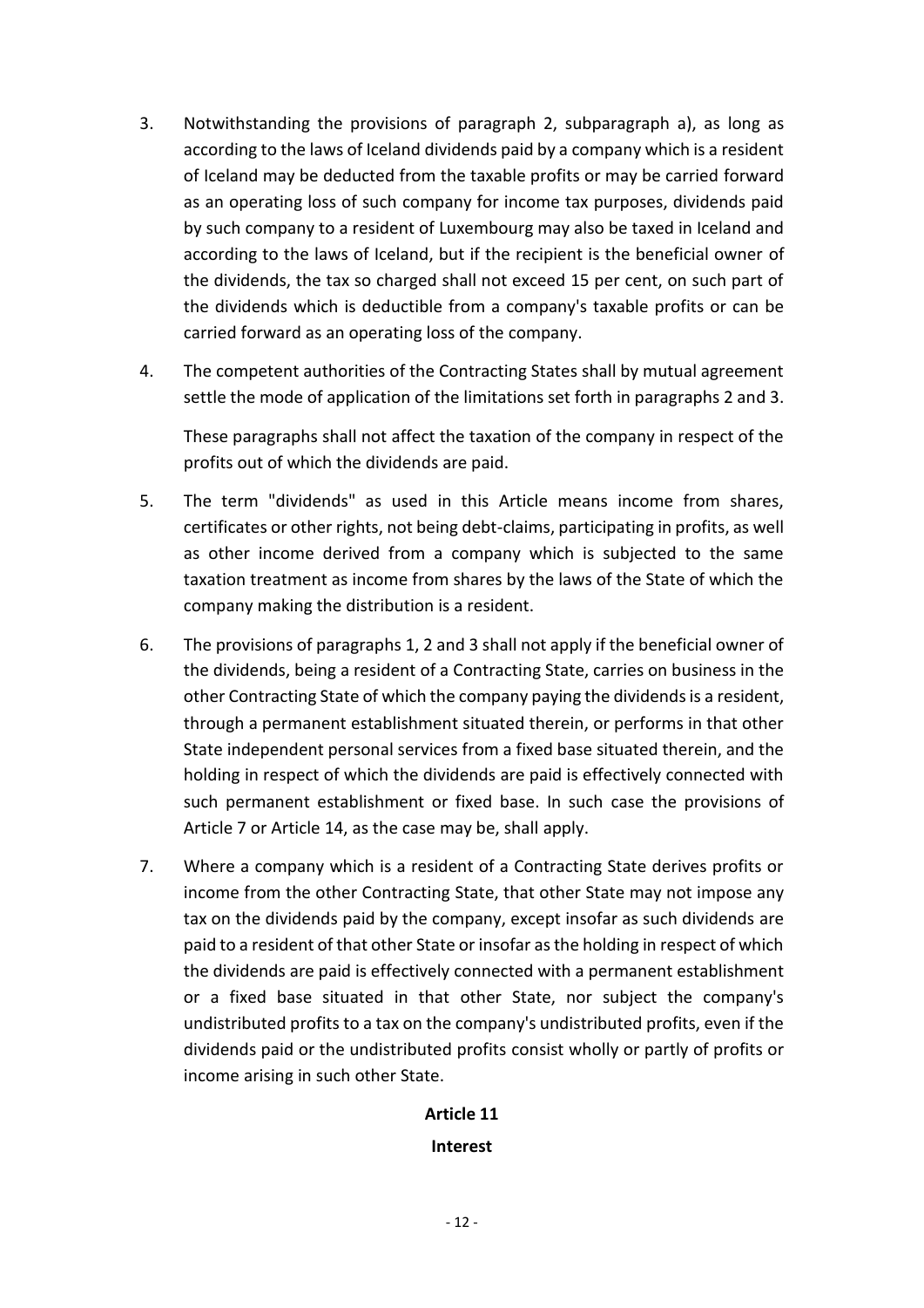3. Notwithstanding the provisions of paragraph 2, subparagraph a), as long as according to the laws of Iceland dividends paid by a company which is a resident of Iceland may be deducted from the taxable profits or may be carried forward as an operating loss of such company for income tax purposes, dividends paid by such company to a resident of Luxembourg may also be taxed in Iceland and according to the laws of Iceland, but if the recipient is the beneficial owner of the dividends, the tax so charged shall not exceed 15 per cent, on such part of the dividends which is deductible from a company's taxable profits or can be carried forward as an operating loss of the company.

4. The competent authorities of the Contracting States shall by mutual agreement settle the mode of application of the limitations set forth in paragraphs 2 and 3.

   These paragraphs shall not affect the taxation of the company in respect of the profits out of which the dividends are paid.

5. The term "dividends" as used in this Article means income from shares, certificates or other rights, not being debt-claims, participating in profits, as well as other income derived from a company which is subjected to the same taxation treatment as income from shares by the laws of the State of which the company making the distribution is a resident.

6. The provisions of paragraphs 1, 2 and 3 shall not apply if the beneficial owner of the dividends, being a resident of a Contracting State, carries on business in the other Contracting State of which the company paying the dividends is a resident, through a permanent establishment situated therein, or performs in that other State independent personal services from a fixed base situated therein, and the holding in respect of which the dividends are paid is effectively connected with such permanent establishment or fixed base. In such case the provisions of Article 7 or Article 14, as the case may be, shall apply.

7. Where a company which is a resident of a Contracting State derives profits or income from the other Contracting State, that other State may not impose any tax on the dividends paid by the company, except insofar as such dividends are paid to a resident of that other State or insofar as the holding in respect of which the dividends are paid is effectively connected with a permanent establishment or a fixed base situated in that other State, nor subject the company's undistributed profits to a tax on the company's undistributed profits, even if the dividends paid or the undistributed profits consist wholly or partly of profits or income arising in such other State.

## Article 11

## Interest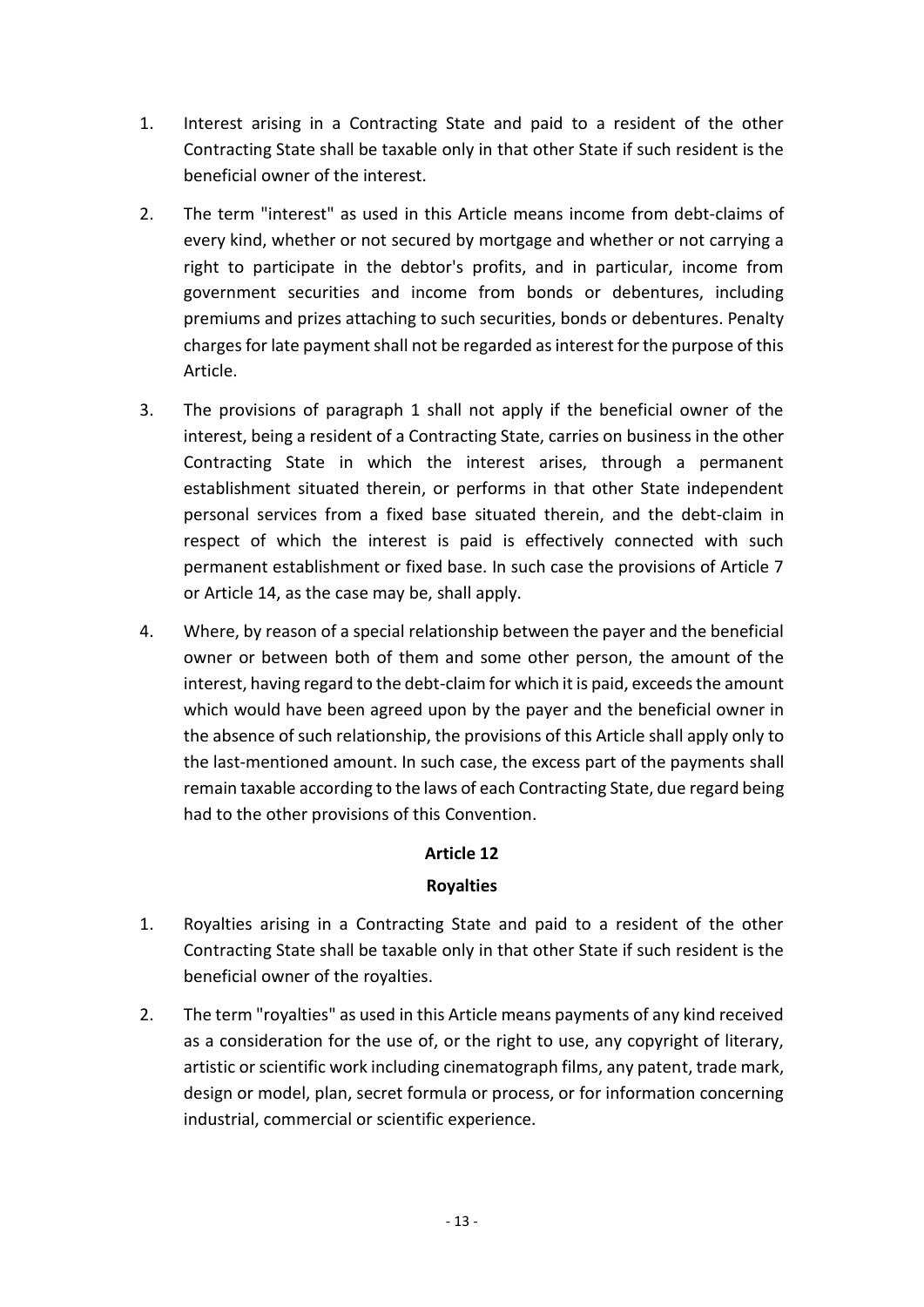1. Interest arising in a Contracting State and paid to a resident of the other Contracting State shall be taxable only in that other State if such resident is the beneficial owner of the interest.

2. The term "interest" as used in this Article means income from debt-claims of every kind, whether or not secured by mortgage and whether or not carrying a right to participate in the debtor's profits, and in particular, income from government securities and income from bonds or debentures, including premiums and prizes attaching to such securities, bonds or debentures. Penalty charges for late payment shall not be regarded as interest for the purpose of this Article.

3. The provisions of paragraph 1 shall not apply if the beneficial owner of the interest, being a resident of a Contracting State, carries on business in the other Contracting State in which the interest arises, through a permanent establishment situated therein, or performs in that other State independent personal services from a fixed base situated therein, and the debt-claim in respect of which the interest is paid is effectively connected with such permanent establishment or fixed base. In such case the provisions of Article 7 or Article 14, as the case may be, shall apply.

4. Where, by reason of a special relationship between the payer and the beneficial owner or between both of them and some other person, the amount of the interest, having regard to the debt-claim for which it is paid, exceeds the amount which would have been agreed upon by the payer and the beneficial owner in the absence of such relationship, the provisions of this Article shall apply only to the last-mentioned amount. In such case, the excess part of the payments shall remain taxable according to the laws of each Contracting State, due regard being had to the other provisions of this Convention.

## Article 12

## Royalties

1. Royalties arising in a Contracting State and paid to a resident of the other Contracting State shall be taxable only in that other State if such resident is the beneficial owner of the royalties.

2. The term "royalties" as used in this Article means payments of any kind received as a consideration for the use of, or the right to use, any copyright of literary, artistic or scientific work including cinematograph films, any patent, trade mark, design or model, plan, secret formula or process, or for information concerning industrial, commercial or scientific experience.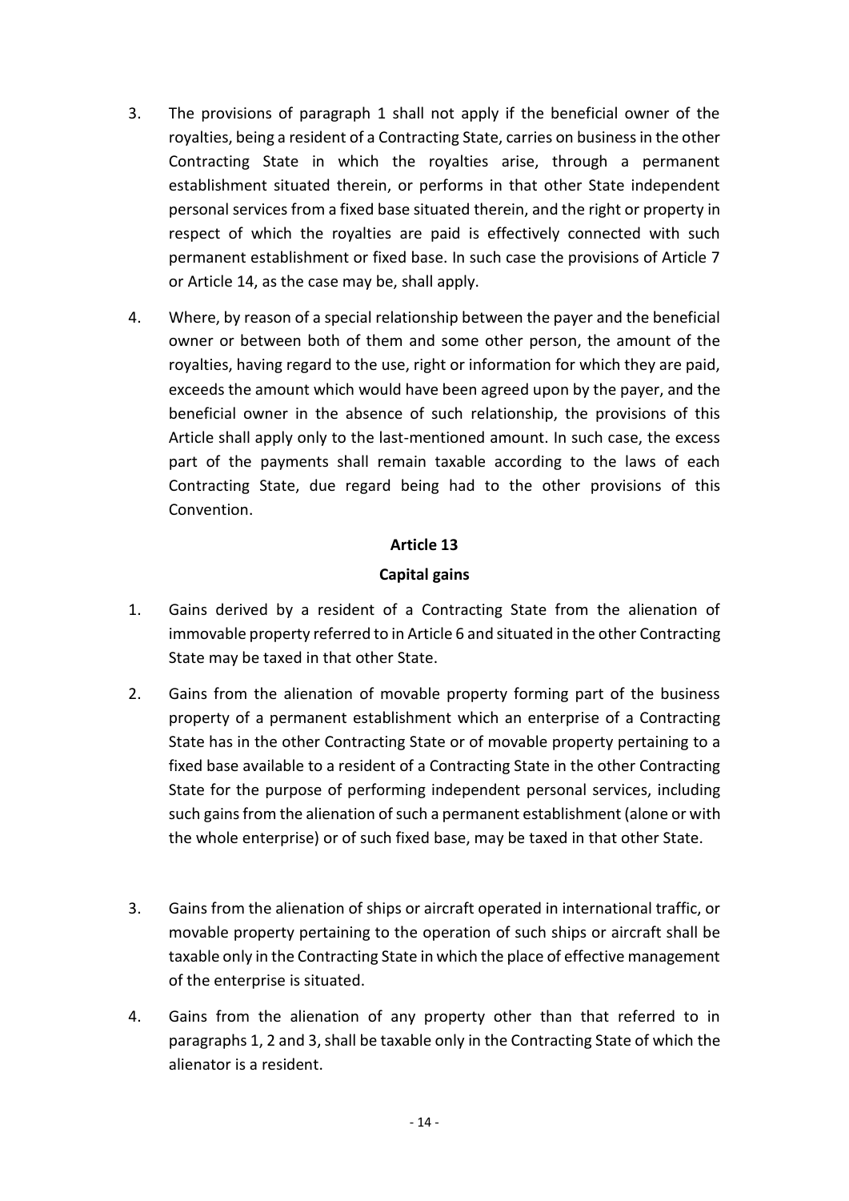3. The provisions of paragraph 1 shall not apply if the beneficial owner of the royalties, being a resident of a Contracting State, carries on business in the other Contracting State in which the royalties arise, through a permanent establishment situated therein, or performs in that other State independent personal services from a fixed base situated therein, and the right or property in respect of which the royalties are paid is effectively connected with such permanent establishment or fixed base. In such case the provisions of Article 7 or Article 14, as the case may be, shall apply.

4. Where, by reason of a special relationship between the payer and the beneficial owner or between both of them and some other person, the amount of the royalties, having regard to the use, right or information for which they are paid, exceeds the amount which would have been agreed upon by the payer, and the beneficial owner in the absence of such relationship, the provisions of this Article shall apply only to the last-mentioned amount. In such case, the excess part of the payments shall remain taxable according to the laws of each Contracting State, due regard being had to the other provisions of this Convention.

## Article 13

## Capital gains

1. Gains derived by a resident of a Contracting State from the alienation of immovable property referred to in Article 6 and situated in the other Contracting State may be taxed in that other State.

2. Gains from the alienation of movable property forming part of the business property of a permanent establishment which an enterprise of a Contracting State has in the other Contracting State or of movable property pertaining to a fixed base available to a resident of a Contracting State in the other Contracting State for the purpose of performing independent personal services, including such gains from the alienation of such a permanent establishment (alone or with the whole enterprise) or of such fixed base, may be taxed in that other State.

3. Gains from the alienation of ships or aircraft operated in international traffic, or movable property pertaining to the operation of such ships or aircraft shall be taxable only in the Contracting State in which the place of effective management of the enterprise is situated.

4. Gains from the alienation of any property other than that referred to in paragraphs 1, 2 and 3, shall be taxable only in the Contracting State of which the alienator is a resident.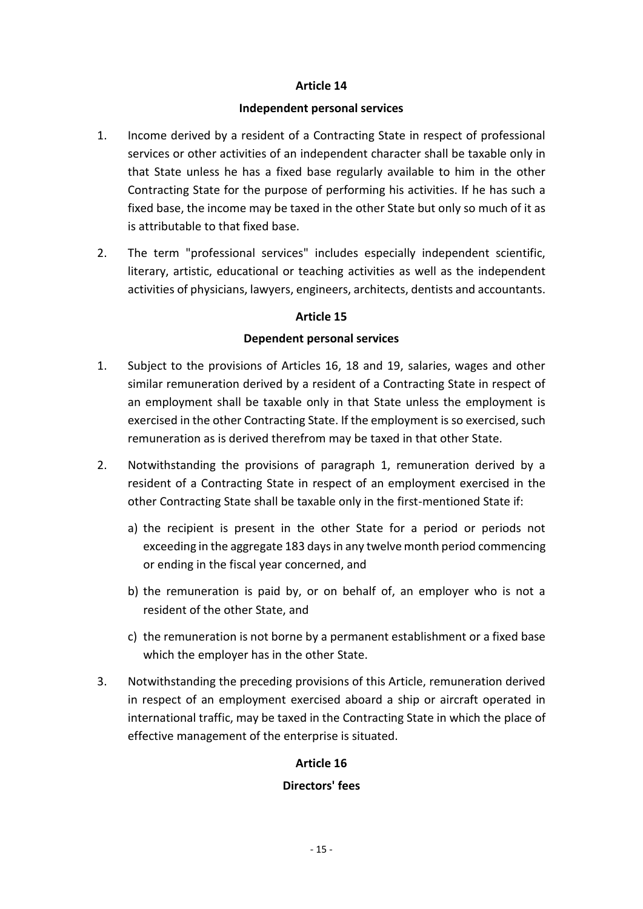## Article 14

### Independent personal services

1. Income derived by a resident of a Contracting State in respect of professional services or other activities of an independent character shall be taxable only in that State unless he has a fixed base regularly available to him in the other Contracting State for the purpose of performing his activities. If he has such a fixed base, the income may be taxed in the other State but only so much of it as is attributable to that fixed base.

2. The term "professional services" includes especially independent scientific, literary, artistic, educational or teaching activities as well as the independent activities of physicians, lawyers, engineers, architects, dentists and accountants.

## Article 15

### Dependent personal services

1. Subject to the provisions of Articles 16, 18 and 19, salaries, wages and other similar remuneration derived by a resident of a Contracting State in respect of an employment shall be taxable only in that State unless the employment is exercised in the other Contracting State. If the employment is so exercised, such remuneration as is derived therefrom may be taxed in that other State.

2. Notwithstanding the provisions of paragraph 1, remuneration derived by a resident of a Contracting State in respect of an employment exercised in the other Contracting State shall be taxable only in the first-mentioned State if:

   a) the recipient is present in the other State for a period or periods not exceeding in the aggregate 183 days in any twelve month period commencing or ending in the fiscal year concerned, and

   b) the remuneration is paid by, or on behalf of, an employer who is not a resident of the other State, and

   c) the remuneration is not borne by a permanent establishment or a fixed base which the employer has in the other State.

3. Notwithstanding the preceding provisions of this Article, remuneration derived in respect of an employment exercised aboard a ship or aircraft operated in international traffic, may be taxed in the Contracting State in which the place of effective management of the enterprise is situated.

## Article 16

### Directors' fees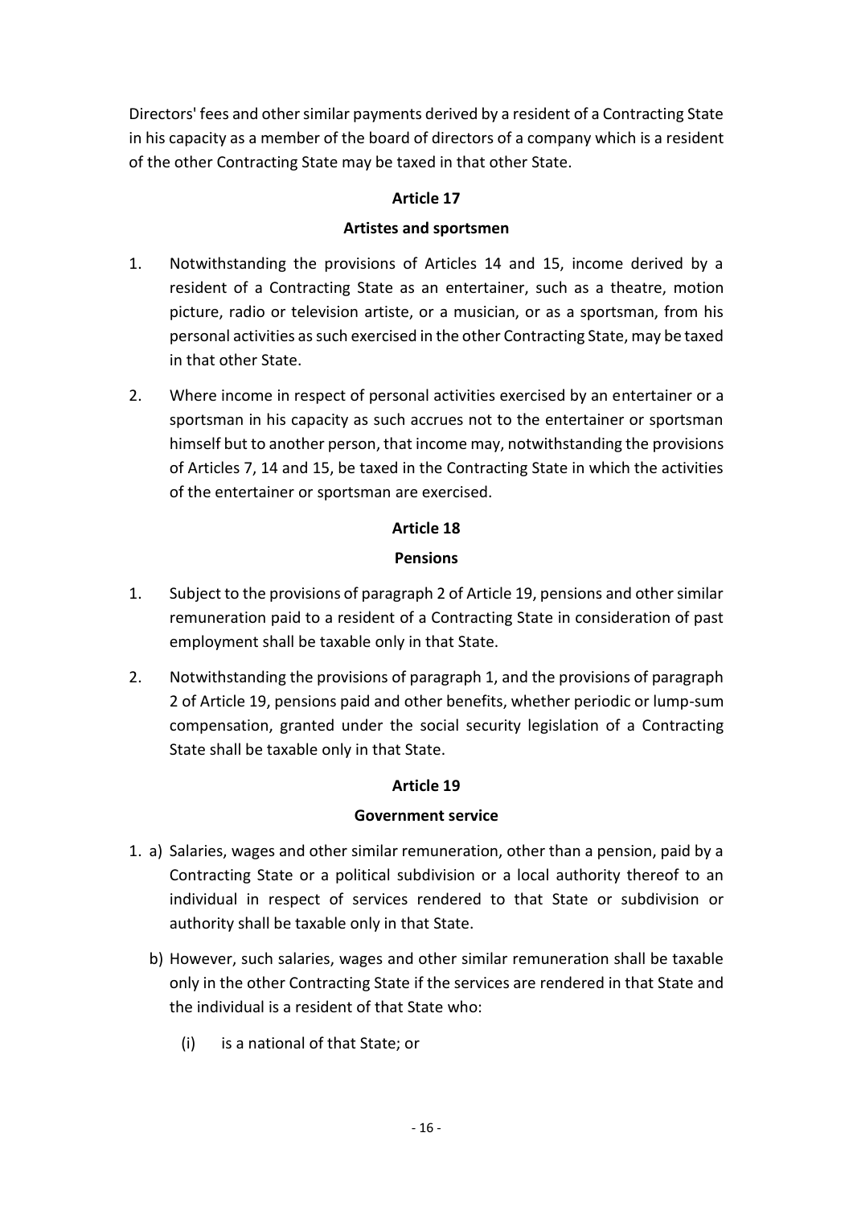Directors' fees and other similar payments derived by a resident of a Contracting State in his capacity as a member of the board of directors of a company which is a resident of the other Contracting State may be taxed in that other State.

## Article 17

### Artistes and sportsmen

1. Notwithstanding the provisions of Articles 14 and 15, income derived by a resident of a Contracting State as an entertainer, such as a theatre, motion picture, radio or television artiste, or a musician, or as a sportsman, from his personal activities as such exercised in the other Contracting State, may be taxed in that other State.

2. Where income in respect of personal activities exercised by an entertainer or a sportsman in his capacity as such accrues not to the entertainer or sportsman himself but to another person, that income may, notwithstanding the provisions of Articles 7, 14 and 15, be taxed in the Contracting State in which the activities of the entertainer or sportsman are exercised.

## Article 18

### Pensions

1. Subject to the provisions of paragraph 2 of Article 19, pensions and other similar remuneration paid to a resident of a Contracting State in consideration of past employment shall be taxable only in that State.

2. Notwithstanding the provisions of paragraph 1, and the provisions of paragraph 2 of Article 19, pensions paid and other benefits, whether periodic or lump-sum compensation, granted under the social security legislation of a Contracting State shall be taxable only in that State.

## Article 19

### Government service

1. a) Salaries, wages and other similar remuneration, other than a pension, paid by a Contracting State or a political subdivision or a local authority thereof to an individual in respect of services rendered to that State or subdivision or authority shall be taxable only in that State.

   b) However, such salaries, wages and other similar remuneration shall be taxable only in the other Contracting State if the services are rendered in that State and the individual is a resident of that State who:

      (i) is a national of that State; or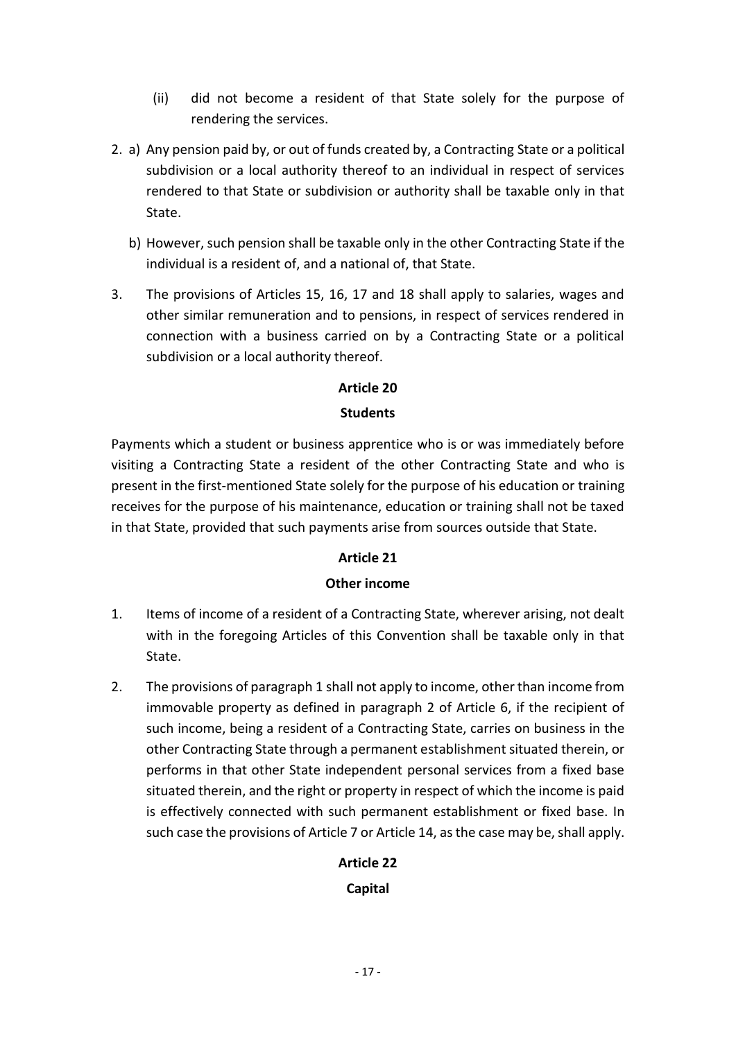(ii) did not become a resident of that State solely for the purpose of rendering the services.

2. a) Any pension paid by, or out of funds created by, a Contracting State or a political subdivision or a local authority thereof to an individual in respect of services rendered to that State or subdivision or authority shall be taxable only in that State.

   b) However, such pension shall be taxable only in the other Contracting State if the individual is a resident of, and a national of, that State.

3. The provisions of Articles 15, 16, 17 and 18 shall apply to salaries, wages and other similar remuneration and to pensions, in respect of services rendered in connection with a business carried on by a Contracting State or a political subdivision or a local authority thereof.

## Article 20

## Students

Payments which a student or business apprentice who is or was immediately before visiting a Contracting State a resident of the other Contracting State and who is present in the first-mentioned State solely for the purpose of his education or training receives for the purpose of his maintenance, education or training shall not be taxed in that State, provided that such payments arise from sources outside that State.

## Article 21

## Other income

1. Items of income of a resident of a Contracting State, wherever arising, not dealt with in the foregoing Articles of this Convention shall be taxable only in that State.

2. The provisions of paragraph 1 shall not apply to income, other than income from immovable property as defined in paragraph 2 of Article 6, if the recipient of such income, being a resident of a Contracting State, carries on business in the other Contracting State through a permanent establishment situated therein, or performs in that other State independent personal services from a fixed base situated therein, and the right or property in respect of which the income is paid is effectively connected with such permanent establishment or fixed base. In such case the provisions of Article 7 or Article 14, as the case may be, shall apply.

## Article 22

## Capital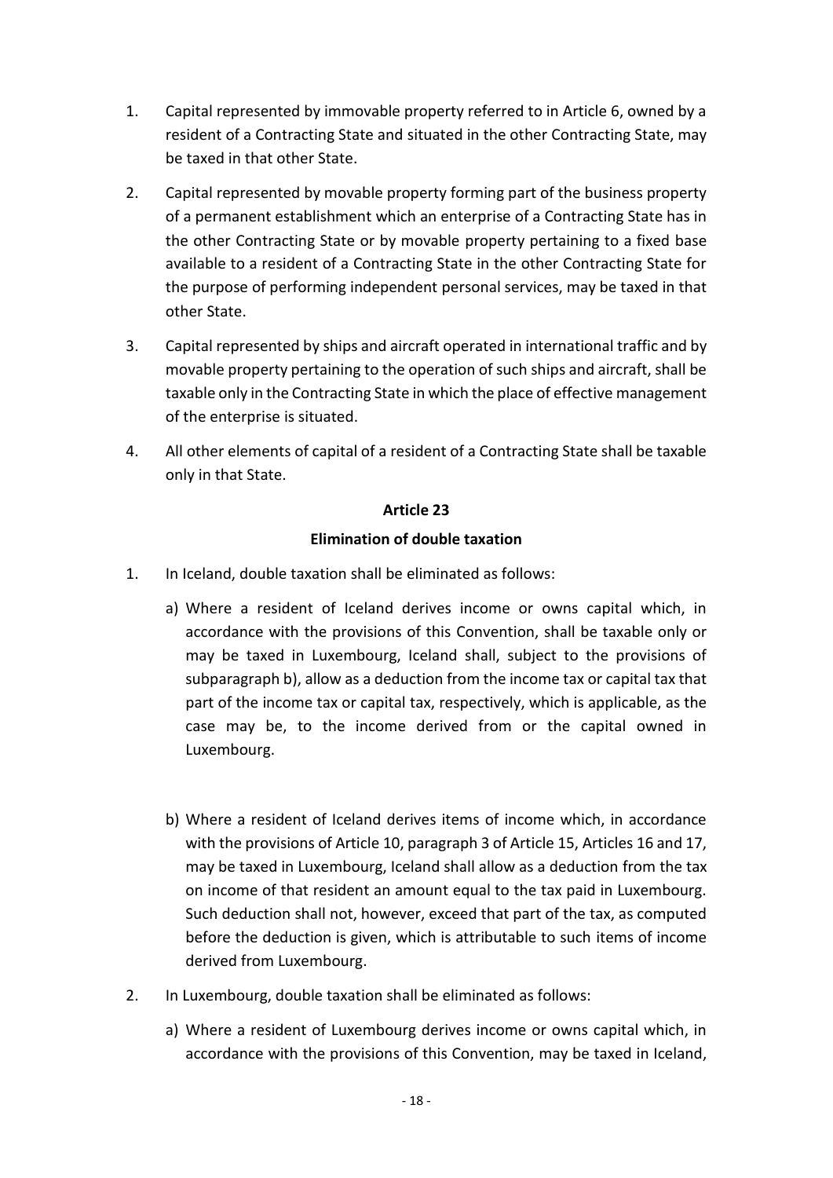1. Capital represented by immovable property referred to in Article 6, owned by a resident of a Contracting State and situated in the other Contracting State, may be taxed in that other State.

2. Capital represented by movable property forming part of the business property of a permanent establishment which an enterprise of a Contracting State has in the other Contracting State or by movable property pertaining to a fixed base available to a resident of a Contracting State in the other Contracting State for the purpose of performing independent personal services, may be taxed in that other State.

3. Capital represented by ships and aircraft operated in international traffic and by movable property pertaining to the operation of such ships and aircraft, shall be taxable only in the Contracting State in which the place of effective management of the enterprise is situated.

4. All other elements of capital of a resident of a Contracting State shall be taxable only in that State.

### Article 23

### Elimination of double taxation

1. In Iceland, double taxation shall be eliminated as follows:

   a) Where a resident of Iceland derives income or owns capital which, in accordance with the provisions of this Convention, shall be taxable only or may be taxed in Luxembourg, Iceland shall, subject to the provisions of subparagraph b), allow as a deduction from the income tax or capital tax that part of the income tax or capital tax, respectively, which is applicable, as the case may be, to the income derived from or the capital owned in Luxembourg.

   b) Where a resident of Iceland derives items of income which, in accordance with the provisions of Article 10, paragraph 3 of Article 15, Articles 16 and 17, may be taxed in Luxembourg, Iceland shall allow as a deduction from the tax on income of that resident an amount equal to the tax paid in Luxembourg. Such deduction shall not, however, exceed that part of the tax, as computed before the deduction is given, which is attributable to such items of income derived from Luxembourg.

2. In Luxembourg, double taxation shall be eliminated as follows:

   a) Where a resident of Luxembourg derives income or owns capital which, in accordance with the provisions of this Convention, may be taxed in Iceland,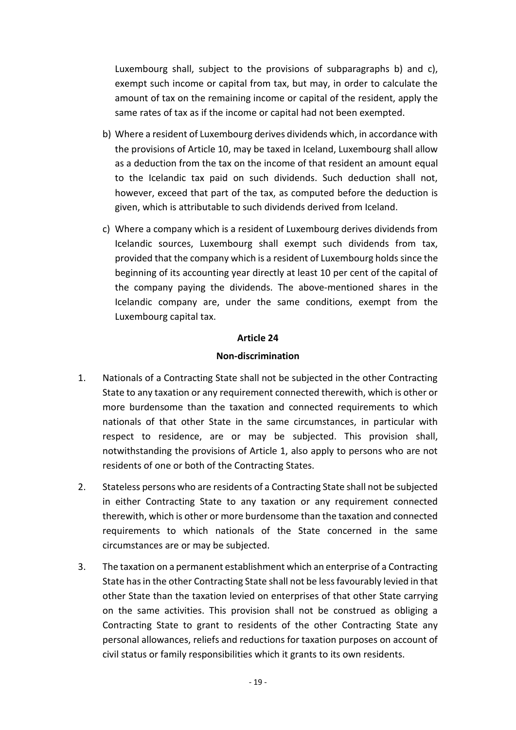Luxembourg shall, subject to the provisions of subparagraphs b) and c), exempt such income or capital from tax, but may, in order to calculate the amount of tax on the remaining income or capital of the resident, apply the same rates of tax as if the income or capital had not been exempted.

b) Where a resident of Luxembourg derives dividends which, in accordance with the provisions of Article 10, may be taxed in Iceland, Luxembourg shall allow as a deduction from the tax on the income of that resident an amount equal to the Icelandic tax paid on such dividends. Such deduction shall not, however, exceed that part of the tax, as computed before the deduction is given, which is attributable to such dividends derived from Iceland.

c) Where a company which is a resident of Luxembourg derives dividends from Icelandic sources, Luxembourg shall exempt such dividends from tax, provided that the company which is a resident of Luxembourg holds since the beginning of its accounting year directly at least 10 per cent of the capital of the company paying the dividends. The above-mentioned shares in the Icelandic company are, under the same conditions, exempt from the Luxembourg capital tax.

## Article 24

## Non-discrimination

1. Nationals of a Contracting State shall not be subjected in the other Contracting State to any taxation or any requirement connected therewith, which is other or more burdensome than the taxation and connected requirements to which nationals of that other State in the same circumstances, in particular with respect to residence, are or may be subjected. This provision shall, notwithstanding the provisions of Article 1, also apply to persons who are not residents of one or both of the Contracting States.

2. Stateless persons who are residents of a Contracting State shall not be subjected in either Contracting State to any taxation or any requirement connected therewith, which is other or more burdensome than the taxation and connected requirements to which nationals of the State concerned in the same circumstances are or may be subjected.

3. The taxation on a permanent establishment which an enterprise of a Contracting State has in the other Contracting State shall not be less favourably levied in that other State than the taxation levied on enterprises of that other State carrying on the same activities. This provision shall not be construed as obliging a Contracting State to grant to residents of the other Contracting State any personal allowances, reliefs and reductions for taxation purposes on account of civil status or family responsibilities which it grants to its own residents.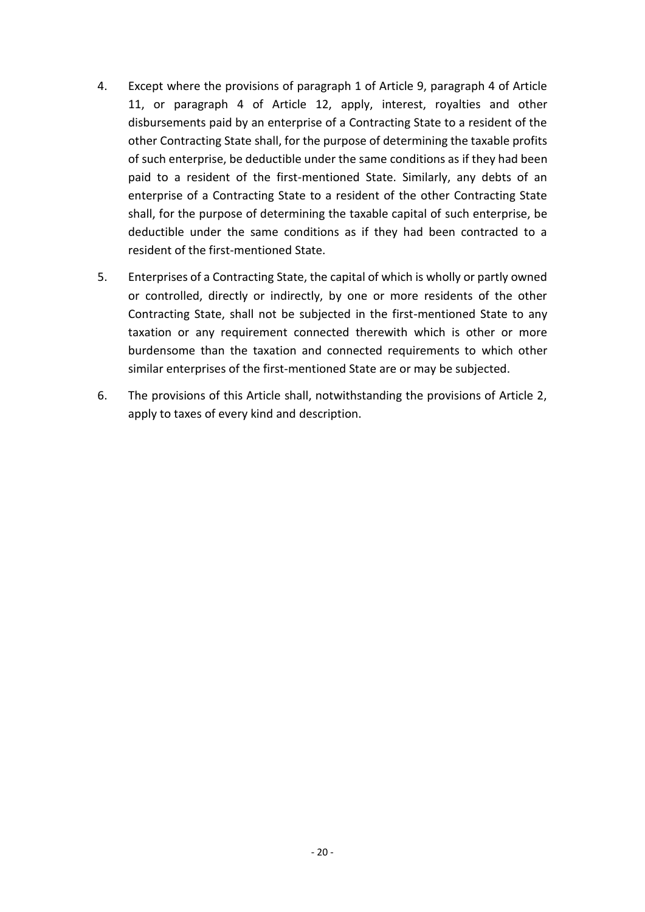4. Except where the provisions of paragraph 1 of Article 9, paragraph 4 of Article 11, or paragraph 4 of Article 12, apply, interest, royalties and other disbursements paid by an enterprise of a Contracting State to a resident of the other Contracting State shall, for the purpose of determining the taxable profits of such enterprise, be deductible under the same conditions as if they had been paid to a resident of the first-mentioned State. Similarly, any debts of an enterprise of a Contracting State to a resident of the other Contracting State shall, for the purpose of determining the taxable capital of such enterprise, be deductible under the same conditions as if they had been contracted to a resident of the first-mentioned State.

5. Enterprises of a Contracting State, the capital of which is wholly or partly owned or controlled, directly or indirectly, by one or more residents of the other Contracting State, shall not be subjected in the first-mentioned State to any taxation or any requirement connected therewith which is other or more burdensome than the taxation and connected requirements to which other similar enterprises of the first-mentioned State are or may be subjected.

6. The provisions of this Article shall, notwithstanding the provisions of Article 2, apply to taxes of every kind and description.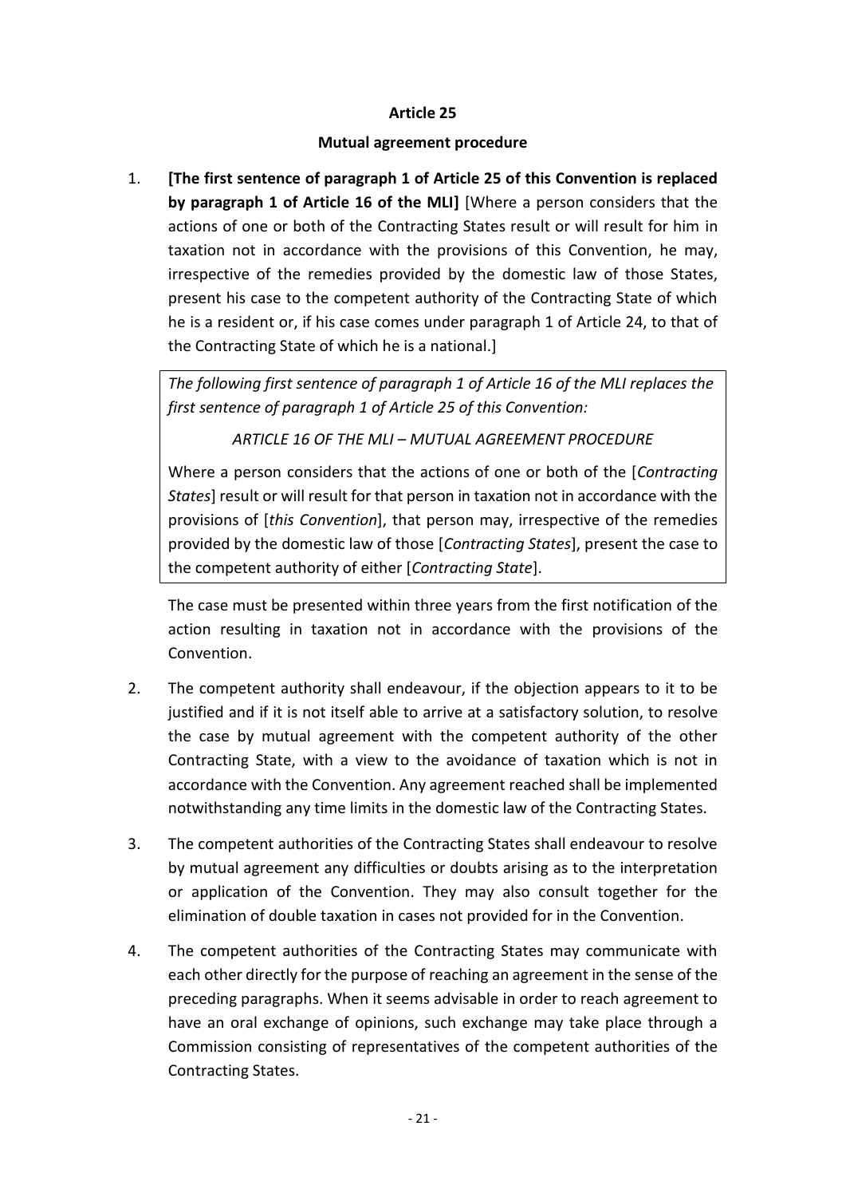## Article 25

### Mutual agreement procedure

1. **[The first sentence of paragraph 1 of Article 25 of this Convention is replaced by paragraph 1 of Article 16 of the MLI]** [Where a person considers that the actions of one or both of the Contracting States result or will result for him in taxation not in accordance with the provisions of this Convention, he may, irrespective of the remedies provided by the domestic law of those States, present his case to the competent authority of the Contracting State of which he is a resident or, if his case comes under paragraph 1 of Article 24, to that of the Contracting State of which he is a national.]

   > *The following first sentence of paragraph 1 of Article 16 of the MLI replaces the first sentence of paragraph 1 of Article 25 of this Convention:*
   >
   > *ARTICLE 16 OF THE MLI – MUTUAL AGREEMENT PROCEDURE*
   >
   > Where a person considers that the actions of one or both of the [*Contracting States*] result or will result for that person in taxation not in accordance with the provisions of [*this Convention*], that person may, irrespective of the remedies provided by the domestic law of those [*Contracting States*], present the case to the competent authority of either [*Contracting State*].

   The case must be presented within three years from the first notification of the action resulting in taxation not in accordance with the provisions of the Convention.

2. The competent authority shall endeavour, if the objection appears to it to be justified and if it is not itself able to arrive at a satisfactory solution, to resolve the case by mutual agreement with the competent authority of the other Contracting State, with a view to the avoidance of taxation which is not in accordance with the Convention. Any agreement reached shall be implemented notwithstanding any time limits in the domestic law of the Contracting States.

3. The competent authorities of the Contracting States shall endeavour to resolve by mutual agreement any difficulties or doubts arising as to the interpretation or application of the Convention. They may also consult together for the elimination of double taxation in cases not provided for in the Convention.

4. The competent authorities of the Contracting States may communicate with each other directly for the purpose of reaching an agreement in the sense of the preceding paragraphs. When it seems advisable in order to reach agreement to have an oral exchange of opinions, such exchange may take place through a Commission consisting of representatives of the competent authorities of the Contracting States.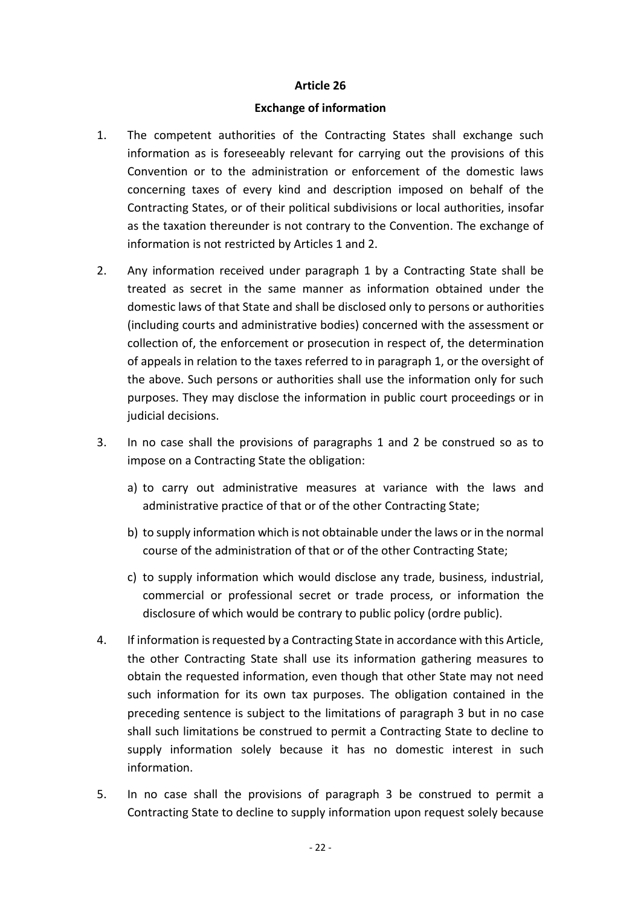## Article 26

### Exchange of information

1. The competent authorities of the Contracting States shall exchange such information as is foreseeably relevant for carrying out the provisions of this Convention or to the administration or enforcement of the domestic laws concerning taxes of every kind and description imposed on behalf of the Contracting States, or of their political subdivisions or local authorities, insofar as the taxation thereunder is not contrary to the Convention. The exchange of information is not restricted by Articles 1 and 2.

2. Any information received under paragraph 1 by a Contracting State shall be treated as secret in the same manner as information obtained under the domestic laws of that State and shall be disclosed only to persons or authorities (including courts and administrative bodies) concerned with the assessment or collection of, the enforcement or prosecution in respect of, the determination of appeals in relation to the taxes referred to in paragraph 1, or the oversight of the above. Such persons or authorities shall use the information only for such purposes. They may disclose the information in public court proceedings or in judicial decisions.

3. In no case shall the provisions of paragraphs 1 and 2 be construed so as to impose on a Contracting State the obligation:

   a) to carry out administrative measures at variance with the laws and administrative practice of that or of the other Contracting State;

   b) to supply information which is not obtainable under the laws or in the normal course of the administration of that or of the other Contracting State;

   c) to supply information which would disclose any trade, business, industrial, commercial or professional secret or trade process, or information the disclosure of which would be contrary to public policy (ordre public).

4. If information is requested by a Contracting State in accordance with this Article, the other Contracting State shall use its information gathering measures to obtain the requested information, even though that other State may not need such information for its own tax purposes. The obligation contained in the preceding sentence is subject to the limitations of paragraph 3 but in no case shall such limitations be construed to permit a Contracting State to decline to supply information solely because it has no domestic interest in such information.

5. In no case shall the provisions of paragraph 3 be construed to permit a Contracting State to decline to supply information upon request solely because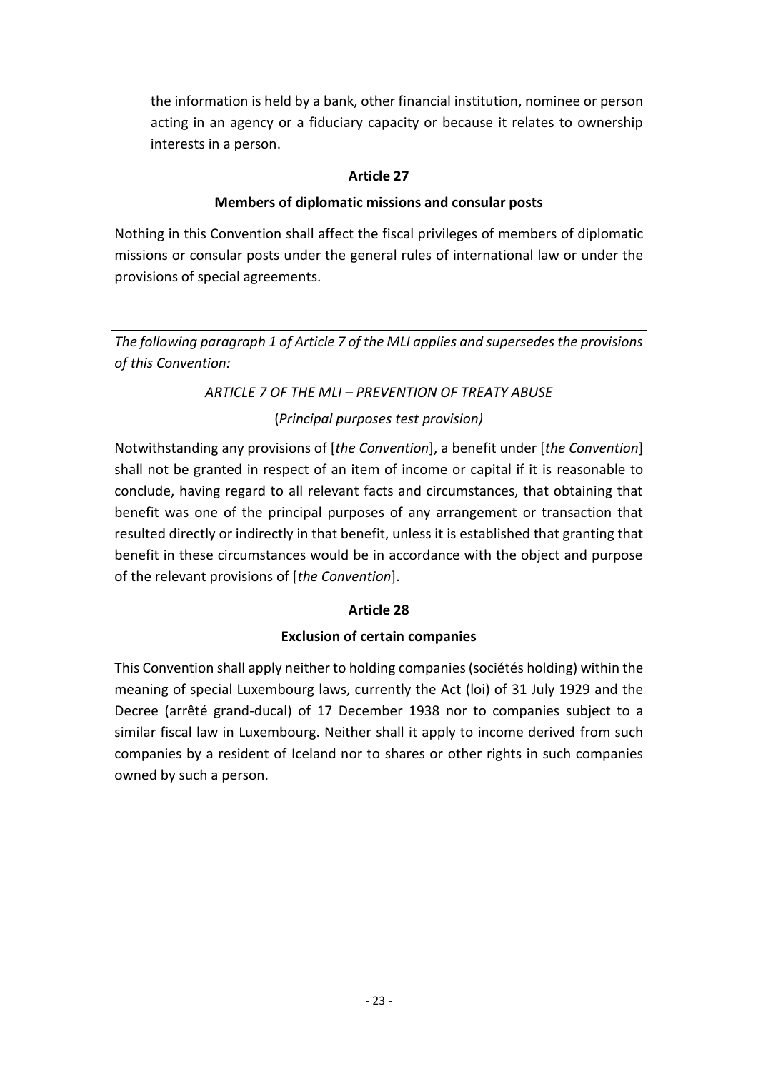the information is held by a bank, other financial institution, nominee or person acting in an agency or a fiduciary capacity or because it relates to ownership interests in a person.

**Article 27**

**Members of diplomatic missions and consular posts**

Nothing in this Convention shall affect the fiscal privileges of members of diplomatic missions or consular posts under the general rules of international law or under the provisions of special agreements.

*The following paragraph 1 of Article 7 of the MLI applies and supersedes the provisions of this Convention:*

*ARTICLE 7 OF THE MLI – PREVENTION OF TREATY ABUSE*

(*Principal purposes test provision)*

Notwithstanding any provisions of [*the Convention*], a benefit under [*the Convention*] shall not be granted in respect of an item of income or capital if it is reasonable to conclude, having regard to all relevant facts and circumstances, that obtaining that benefit was one of the principal purposes of any arrangement or transaction that resulted directly or indirectly in that benefit, unless it is established that granting that benefit in these circumstances would be in accordance with the object and purpose of the relevant provisions of [*the Convention*].

**Article 28**

**Exclusion of certain companies**

This Convention shall apply neither to holding companies (sociétés holding) within the meaning of special Luxembourg laws, currently the Act (loi) of 31 July 1929 and the Decree (arrêté grand-ducal) of 17 December 1938 nor to companies subject to a similar fiscal law in Luxembourg. Neither shall it apply to income derived from such companies by a resident of Iceland nor to shares or other rights in such companies owned by such a person.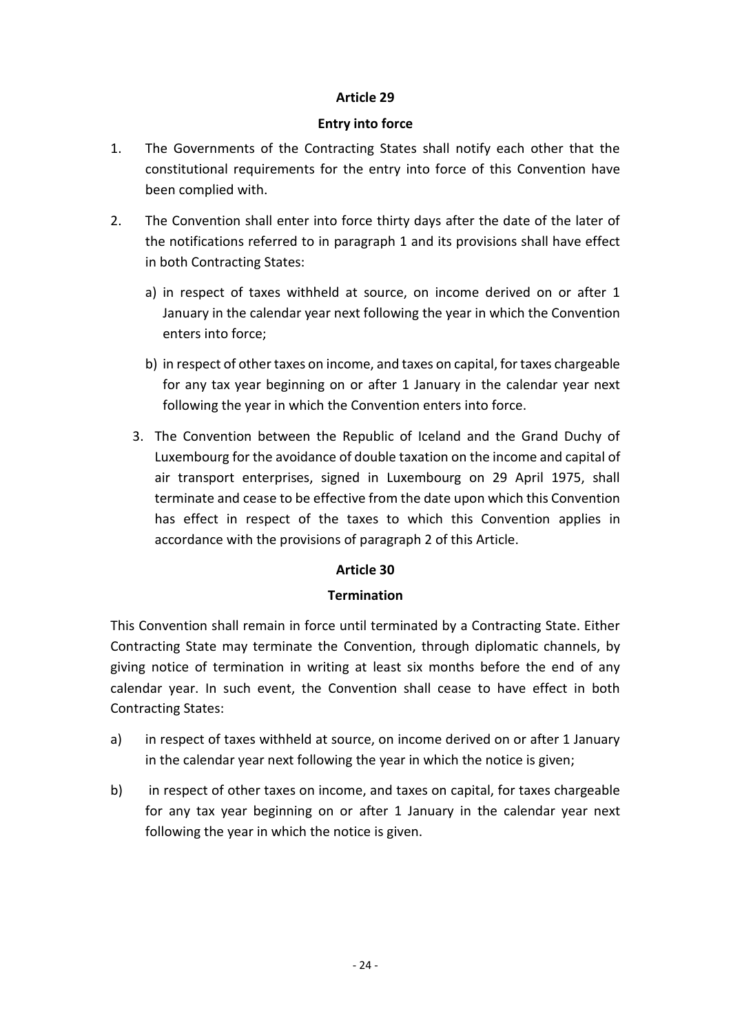## Article 29

### Entry into force

1. The Governments of the Contracting States shall notify each other that the constitutional requirements for the entry into force of this Convention have been complied with.

2. The Convention shall enter into force thirty days after the date of the later of the notifications referred to in paragraph 1 and its provisions shall have effect in both Contracting States:

   a) in respect of taxes withheld at source, on income derived on or after 1 January in the calendar year next following the year in which the Convention enters into force;

   b) in respect of other taxes on income, and taxes on capital, for taxes chargeable for any tax year beginning on or after 1 January in the calendar year next following the year in which the Convention enters into force.

3. The Convention between the Republic of Iceland and the Grand Duchy of Luxembourg for the avoidance of double taxation on the income and capital of air transport enterprises, signed in Luxembourg on 29 April 1975, shall terminate and cease to be effective from the date upon which this Convention has effect in respect of the taxes to which this Convention applies in accordance with the provisions of paragraph 2 of this Article.

## Article 30

### Termination

This Convention shall remain in force until terminated by a Contracting State. Either Contracting State may terminate the Convention, through diplomatic channels, by giving notice of termination in writing at least six months before the end of any calendar year. In such event, the Convention shall cease to have effect in both Contracting States:

a) in respect of taxes withheld at source, on income derived on or after 1 January in the calendar year next following the year in which the notice is given;

b) in respect of other taxes on income, and taxes on capital, for taxes chargeable for any tax year beginning on or after 1 January in the calendar year next following the year in which the notice is given.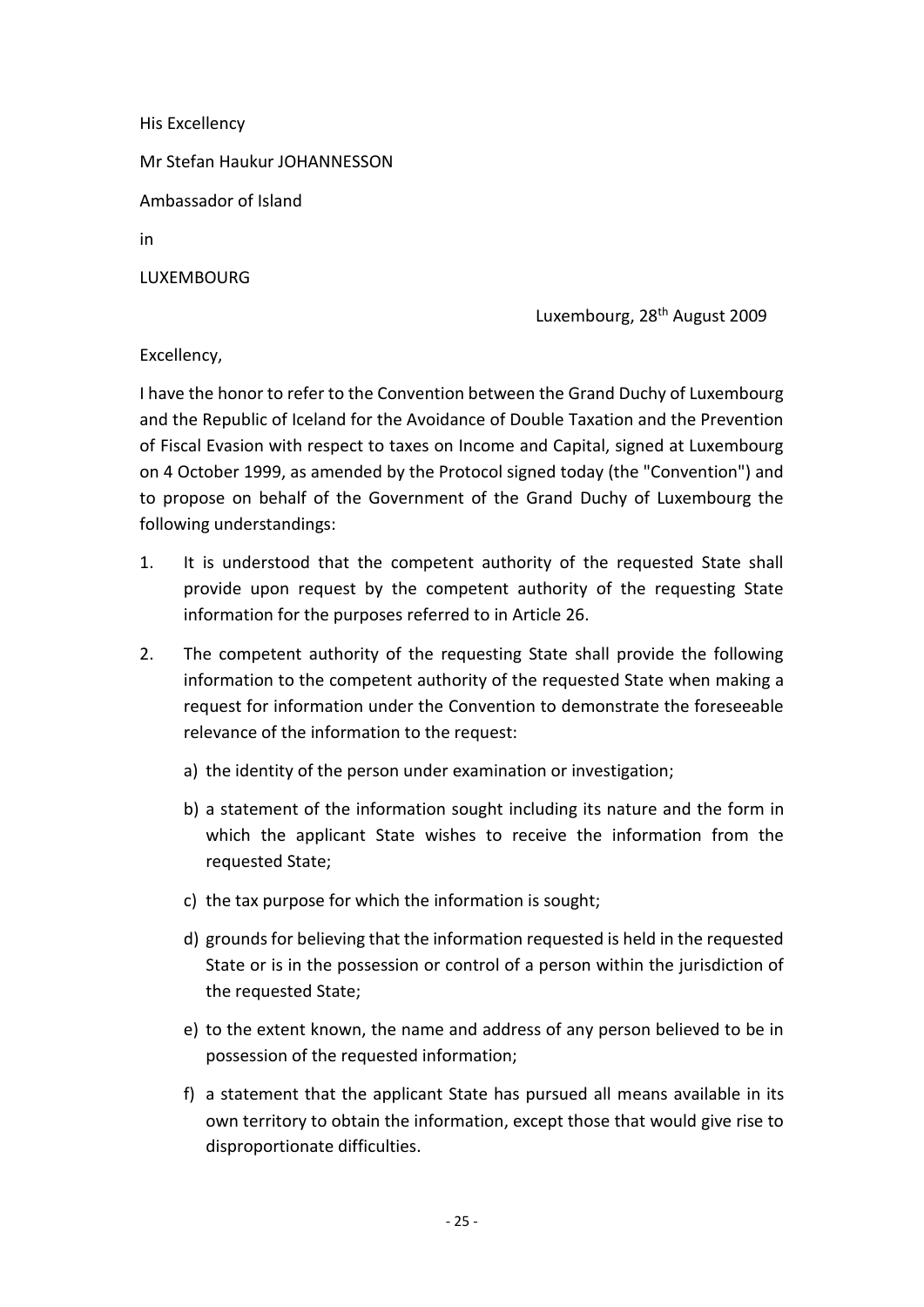His Excellency

Mr Stefan Haukur JOHANNESSON

Ambassador of Island

in

LUXEMBOURG

Luxembourg, 28th August 2009

Excellency,

I have the honor to refer to the Convention between the Grand Duchy of Luxembourg and the Republic of Iceland for the Avoidance of Double Taxation and the Prevention of Fiscal Evasion with respect to taxes on Income and Capital, signed at Luxembourg on 4 October 1999, as amended by the Protocol signed today (the "Convention") and to propose on behalf of the Government of the Grand Duchy of Luxembourg the following understandings:

1. It is understood that the competent authority of the requested State shall provide upon request by the competent authority of the requesting State information for the purposes referred to in Article 26.

2. The competent authority of the requesting State shall provide the following information to the competent authority of the requested State when making a request for information under the Convention to demonstrate the foreseeable relevance of the information to the request:

   a) the identity of the person under examination or investigation;

   b) a statement of the information sought including its nature and the form in which the applicant State wishes to receive the information from the requested State;

   c) the tax purpose for which the information is sought;

   d) grounds for believing that the information requested is held in the requested State or is in the possession or control of a person within the jurisdiction of the requested State;

   e) to the extent known, the name and address of any person believed to be in possession of the requested information;

   f) a statement that the applicant State has pursued all means available in its own territory to obtain the information, except those that would give rise to disproportionate difficulties.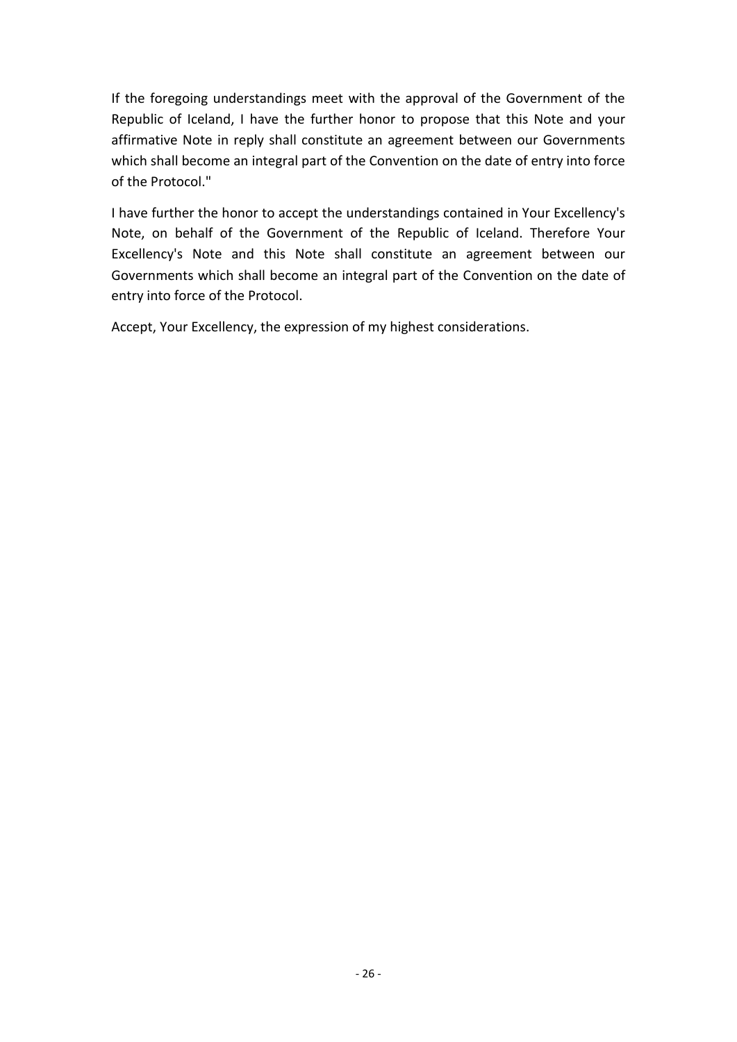If the foregoing understandings meet with the approval of the Government of the Republic of Iceland, I have the further honor to propose that this Note and your affirmative Note in reply shall constitute an agreement between our Governments which shall become an integral part of the Convention on the date of entry into force of the Protocol."

I have further the honor to accept the understandings contained in Your Excellency's Note, on behalf of the Government of the Republic of Iceland. Therefore Your Excellency's Note and this Note shall constitute an agreement between our Governments which shall become an integral part of the Convention on the date of entry into force of the Protocol.

Accept, Your Excellency, the expression of my highest considerations.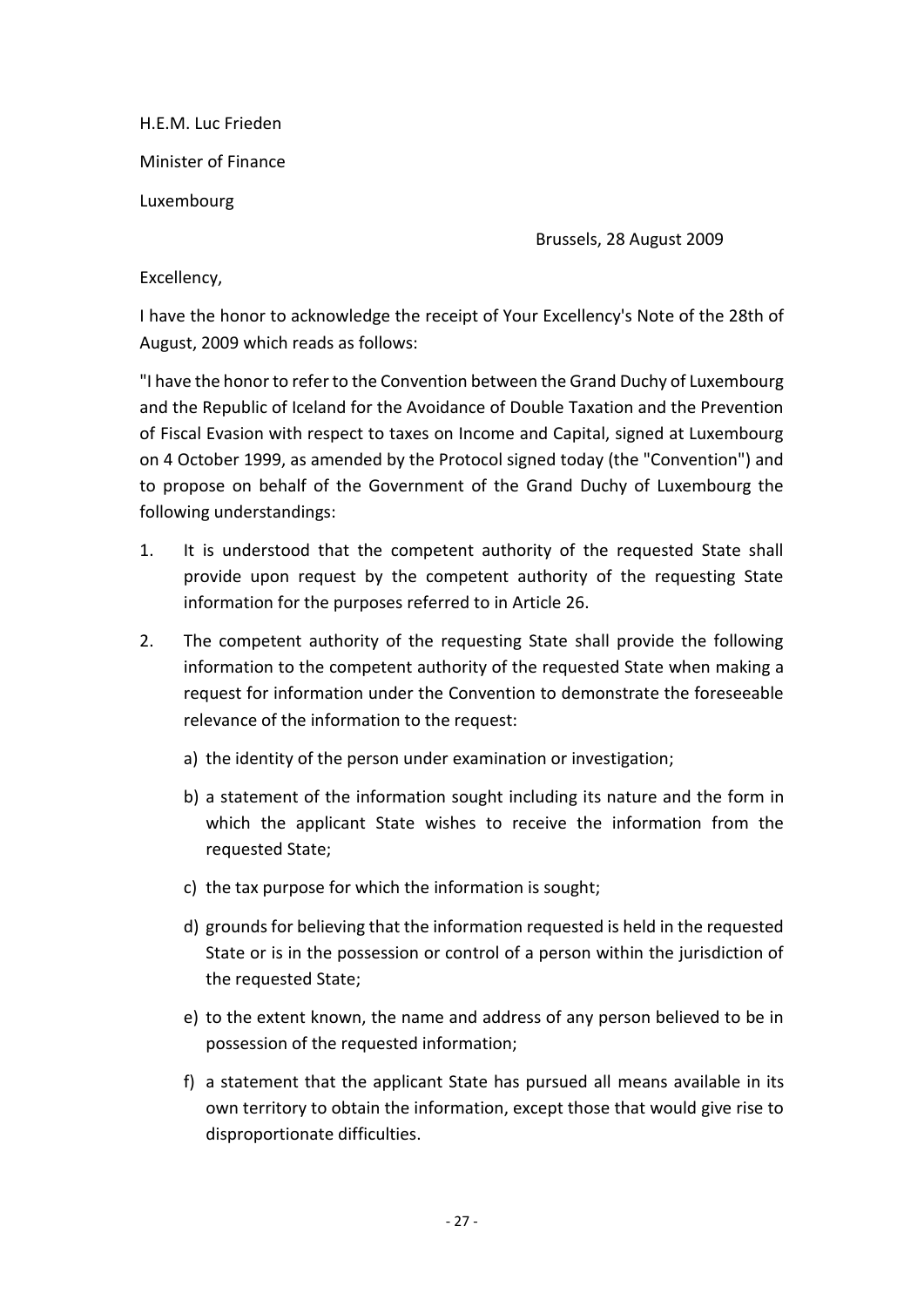H.E.M. Luc Frieden

Minister of Finance

Luxembourg

Brussels, 28 August 2009

Excellency,

I have the honor to acknowledge the receipt of Your Excellency's Note of the 28th of August, 2009 which reads as follows:

"I have the honor to refer to the Convention between the Grand Duchy of Luxembourg and the Republic of Iceland for the Avoidance of Double Taxation and the Prevention of Fiscal Evasion with respect to taxes on Income and Capital, signed at Luxembourg on 4 October 1999, as amended by the Protocol signed today (the "Convention") and to propose on behalf of the Government of the Grand Duchy of Luxembourg the following understandings:

1. It is understood that the competent authority of the requested State shall provide upon request by the competent authority of the requesting State information for the purposes referred to in Article 26.

2. The competent authority of the requesting State shall provide the following information to the competent authority of the requested State when making a request for information under the Convention to demonstrate the foreseeable relevance of the information to the request:

   a) the identity of the person under examination or investigation;

   b) a statement of the information sought including its nature and the form in which the applicant State wishes to receive the information from the requested State;

   c) the tax purpose for which the information is sought;

   d) grounds for believing that the information requested is held in the requested State or is in the possession or control of a person within the jurisdiction of the requested State;

   e) to the extent known, the name and address of any person believed to be in possession of the requested information;

   f) a statement that the applicant State has pursued all means available in its own territory to obtain the information, except those that would give rise to disproportionate difficulties.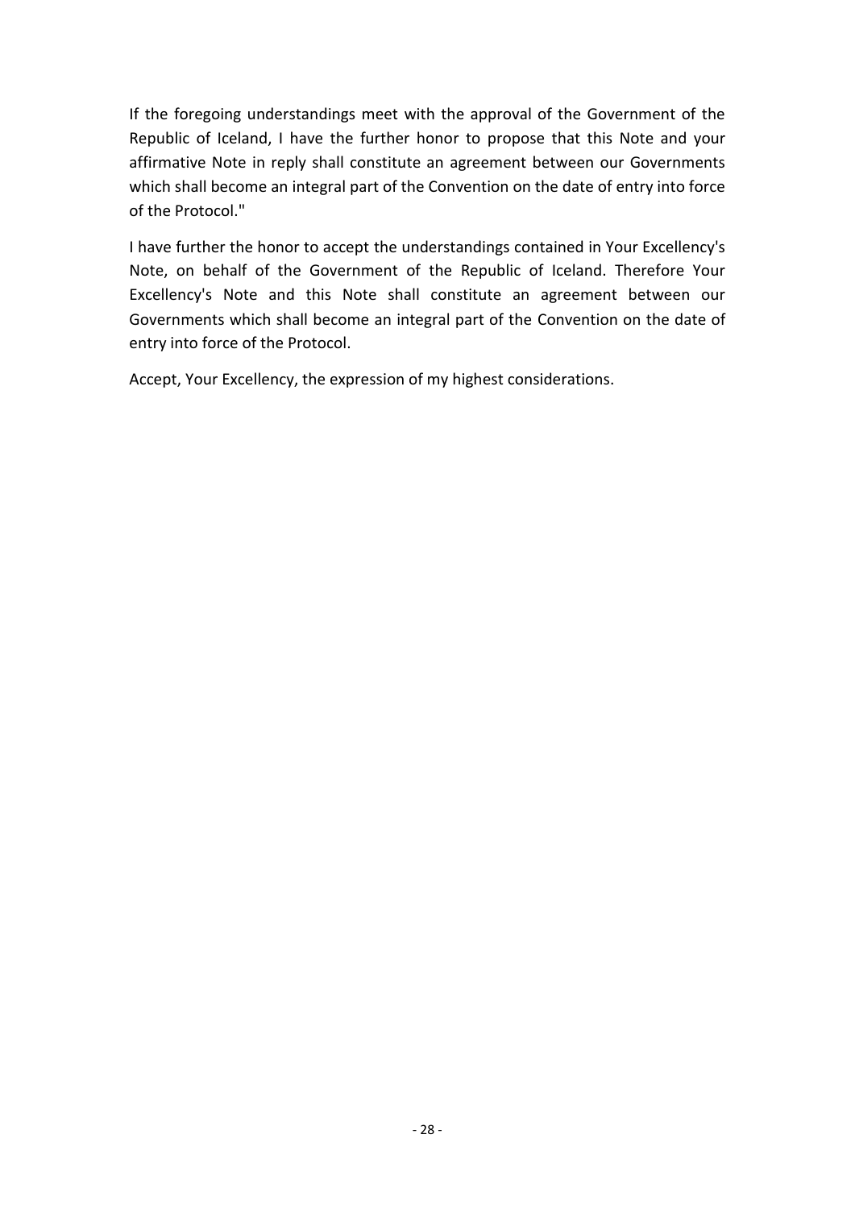If the foregoing understandings meet with the approval of the Government of the Republic of Iceland, I have the further honor to propose that this Note and your affirmative Note in reply shall constitute an agreement between our Governments which shall become an integral part of the Convention on the date of entry into force of the Protocol."

I have further the honor to accept the understandings contained in Your Excellency's Note, on behalf of the Government of the Republic of Iceland. Therefore Your Excellency's Note and this Note shall constitute an agreement between our Governments which shall become an integral part of the Convention on the date of entry into force of the Protocol.

Accept, Your Excellency, the expression of my highest considerations.